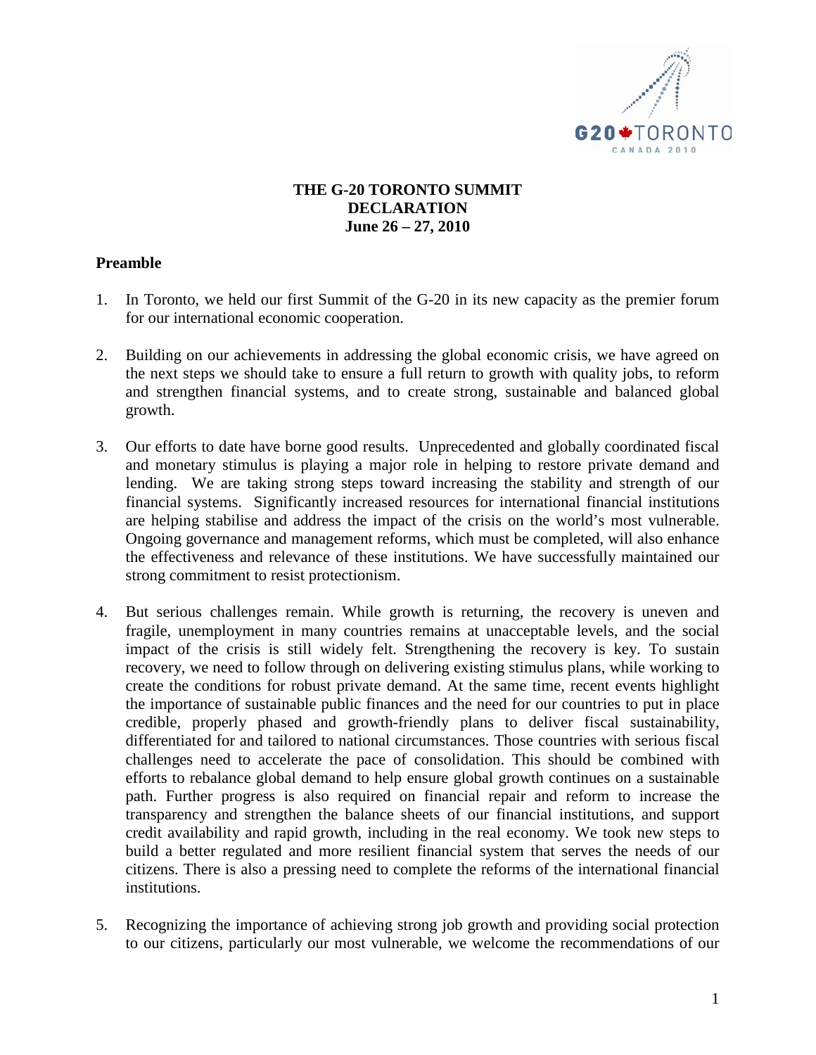# THE G-20 TORONTO SUMMIT DECLARATION

**June 26 – 27, 2010**

## Preamble

1. In Toronto, we held our first Summit of the G-20 in its new capacity as the premier forum for our international economic cooperation.

2. Building on our achievements in addressing the global economic crisis, we have agreed on the next steps we should take to ensure a full return to growth with quality jobs, to reform and strengthen financial systems, and to create strong, sustainable and balanced global growth.

3. Our efforts to date have borne good results. Unprecedented and globally coordinated fiscal and monetary stimulus is playing a major role in helping to restore private demand and lending. We are taking strong steps toward increasing the stability and strength of our financial systems. Significantly increased resources for international financial institutions are helping stabilise and address the impact of the crisis on the world's most vulnerable. Ongoing governance and management reforms, which must be completed, will also enhance the effectiveness and relevance of these institutions. We have successfully maintained our strong commitment to resist protectionism.

4. But serious challenges remain. While growth is returning, the recovery is uneven and fragile, unemployment in many countries remains at unacceptable levels, and the social impact of the crisis is still widely felt. Strengthening the recovery is key. To sustain recovery, we need to follow through on delivering existing stimulus plans, while working to create the conditions for robust private demand. At the same time, recent events highlight the importance of sustainable public finances and the need for our countries to put in place credible, properly phased and growth-friendly plans to deliver fiscal sustainability, differentiated for and tailored to national circumstances. Those countries with serious fiscal challenges need to accelerate the pace of consolidation. This should be combined with efforts to rebalance global demand to help ensure global growth continues on a sustainable path. Further progress is also required on financial repair and reform to increase the transparency and strengthen the balance sheets of our financial institutions, and support credit availability and rapid growth, including in the real economy. We took new steps to build a better regulated and more resilient financial system that serves the needs of our citizens. There is also a pressing need to complete the reforms of the international financial institutions.

5. Recognizing the importance of achieving strong job growth and providing social protection to our citizens, particularly our most vulnerable, we welcome the recommendations of our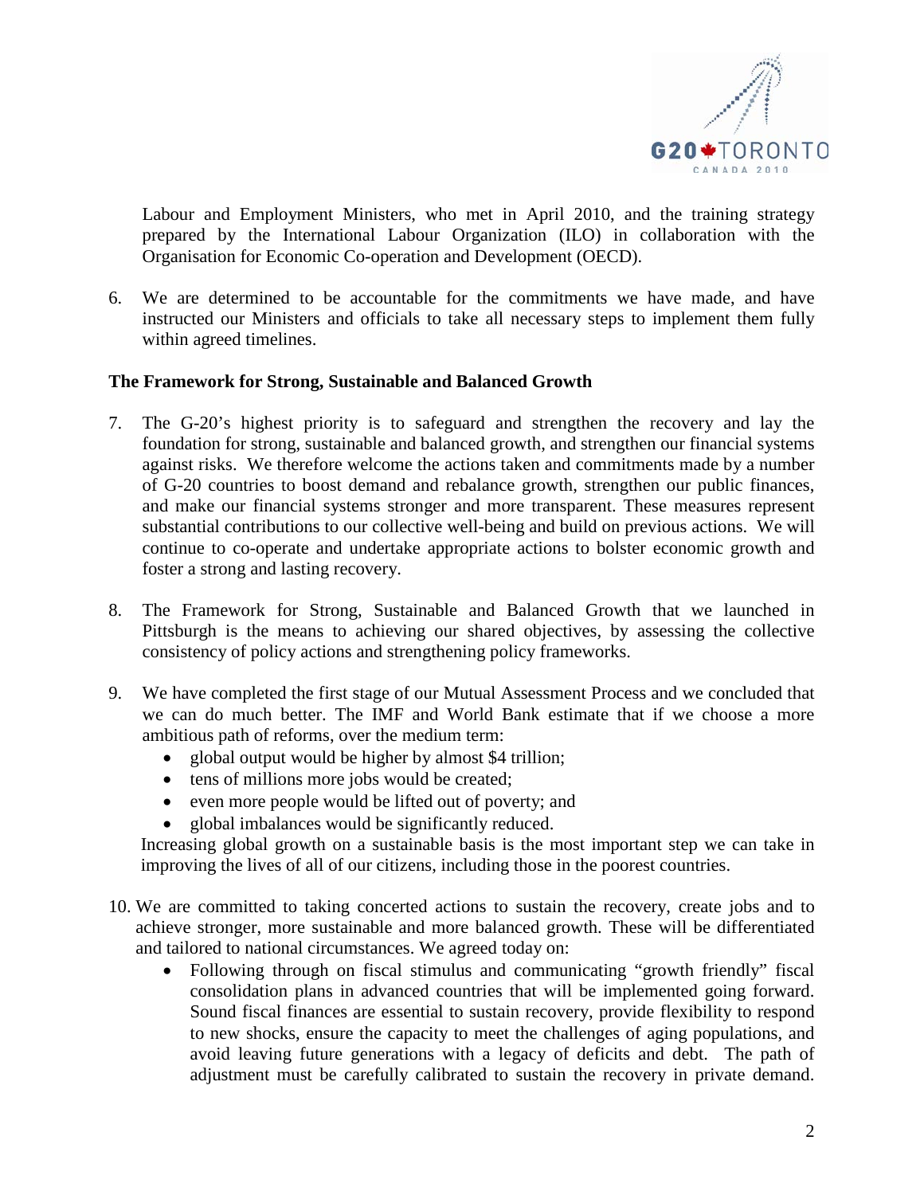Labour and Employment Ministers, who met in April 2010, and the training strategy prepared by the International Labour Organization (ILO) in collaboration with the Organisation for Economic Co-operation and Development (OECD).

6. We are determined to be accountable for the commitments we have made, and have instructed our Ministers and officials to take all necessary steps to implement them fully within agreed timelines.

**The Framework for Strong, Sustainable and Balanced Growth**

7. The G-20's highest priority is to safeguard and strengthen the recovery and lay the foundation for strong, sustainable and balanced growth, and strengthen our financial systems against risks. We therefore welcome the actions taken and commitments made by a number of G-20 countries to boost demand and rebalance growth, strengthen our public finances, and make our financial systems stronger and more transparent. These measures represent substantial contributions to our collective well-being and build on previous actions. We will continue to co-operate and undertake appropriate actions to bolster economic growth and foster a strong and lasting recovery.

8. The Framework for Strong, Sustainable and Balanced Growth that we launched in Pittsburgh is the means to achieving our shared objectives, by assessing the collective consistency of policy actions and strengthening policy frameworks.

9. We have completed the first stage of our Mutual Assessment Process and we concluded that we can do much better. The IMF and World Bank estimate that if we choose a more ambitious path of reforms, over the medium term:
   - global output would be higher by almost $4 trillion;
   - tens of millions more jobs would be created;
   - even more people would be lifted out of poverty; and
   - global imbalances would be significantly reduced.

   Increasing global growth on a sustainable basis is the most important step we can take in improving the lives of all of our citizens, including those in the poorest countries.

10. We are committed to taking concerted actions to sustain the recovery, create jobs and to achieve stronger, more sustainable and more balanced growth. These will be differentiated and tailored to national circumstances. We agreed today on:
    - Following through on fiscal stimulus and communicating "growth friendly" fiscal consolidation plans in advanced countries that will be implemented going forward. Sound fiscal finances are essential to sustain recovery, provide flexibility to respond to new shocks, ensure the capacity to meet the challenges of aging populations, and avoid leaving future generations with a legacy of deficits and debt. The path of adjustment must be carefully calibrated to sustain the recovery in private demand.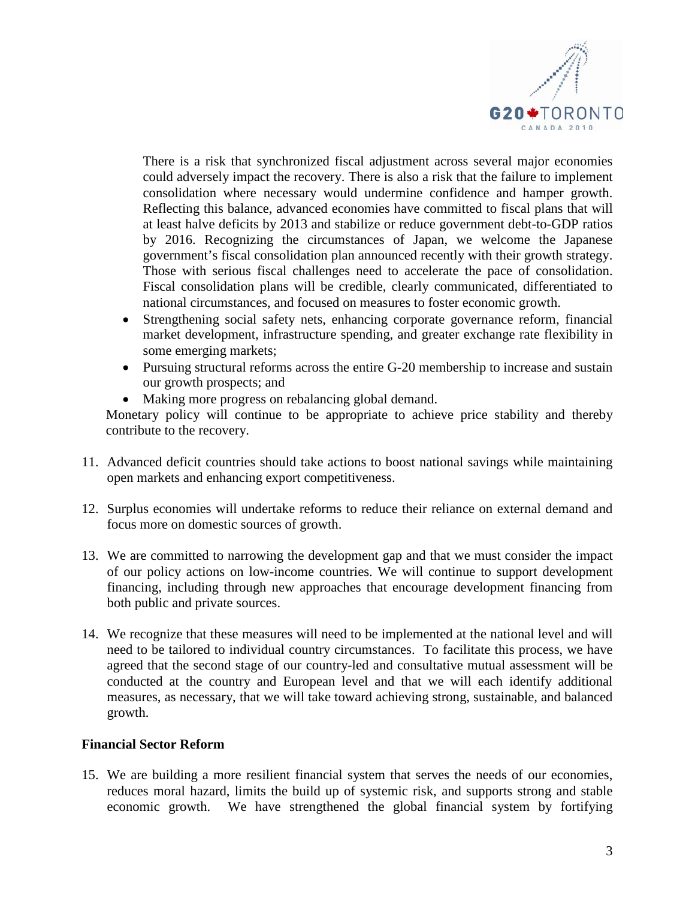There is a risk that synchronized fiscal adjustment across several major economies could adversely impact the recovery. There is also a risk that the failure to implement consolidation where necessary would undermine confidence and hamper growth. Reflecting this balance, advanced economies have committed to fiscal plans that will at least halve deficits by 2013 and stabilize or reduce government debt-to-GDP ratios by 2016. Recognizing the circumstances of Japan, we welcome the Japanese government's fiscal consolidation plan announced recently with their growth strategy. Those with serious fiscal challenges need to accelerate the pace of consolidation. Fiscal consolidation plans will be credible, clearly communicated, differentiated to national circumstances, and focused on measures to foster economic growth.

- Strengthening social safety nets, enhancing corporate governance reform, financial market development, infrastructure spending, and greater exchange rate flexibility in some emerging markets;
- Pursuing structural reforms across the entire G-20 membership to increase and sustain our growth prospects; and
- Making more progress on rebalancing global demand.

Monetary policy will continue to be appropriate to achieve price stability and thereby contribute to the recovery.

11. Advanced deficit countries should take actions to boost national savings while maintaining open markets and enhancing export competitiveness.

12. Surplus economies will undertake reforms to reduce their reliance on external demand and focus more on domestic sources of growth.

13. We are committed to narrowing the development gap and that we must consider the impact of our policy actions on low-income countries. We will continue to support development financing, including through new approaches that encourage development financing from both public and private sources.

14. We recognize that these measures will need to be implemented at the national level and will need to be tailored to individual country circumstances. To facilitate this process, we have agreed that the second stage of our country-led and consultative mutual assessment will be conducted at the country and European level and that we will each identify additional measures, as necessary, that we will take toward achieving strong, sustainable, and balanced growth.

## Financial Sector Reform

15. We are building a more resilient financial system that serves the needs of our economies, reduces moral hazard, limits the build up of systemic risk, and supports strong and stable economic growth. We have strengthened the global financial system by fortifying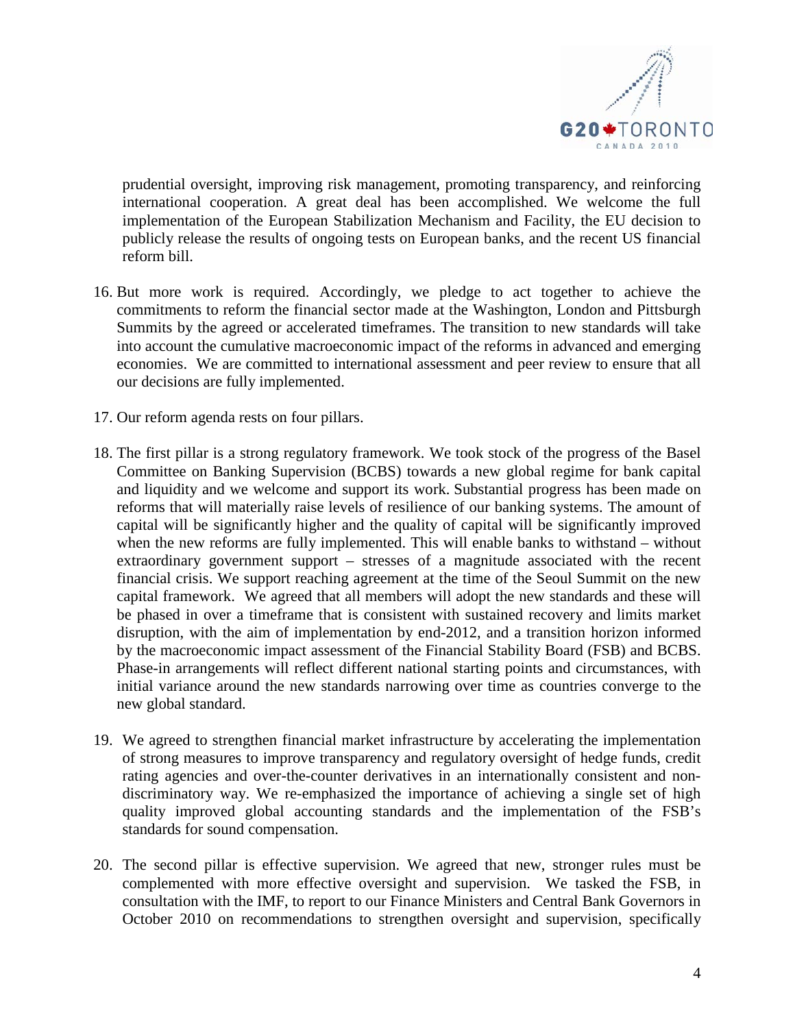prudential oversight, improving risk management, promoting transparency, and reinforcing international cooperation. A great deal has been accomplished. We welcome the full implementation of the European Stabilization Mechanism and Facility, the EU decision to publicly release the results of ongoing tests on European banks, and the recent US financial reform bill.

16. But more work is required. Accordingly, we pledge to act together to achieve the commitments to reform the financial sector made at the Washington, London and Pittsburgh Summits by the agreed or accelerated timeframes. The transition to new standards will take into account the cumulative macroeconomic impact of the reforms in advanced and emerging economies. We are committed to international assessment and peer review to ensure that all our decisions are fully implemented.

17. Our reform agenda rests on four pillars.

18. The first pillar is a strong regulatory framework. We took stock of the progress of the Basel Committee on Banking Supervision (BCBS) towards a new global regime for bank capital and liquidity and we welcome and support its work. Substantial progress has been made on reforms that will materially raise levels of resilience of our banking systems. The amount of capital will be significantly higher and the quality of capital will be significantly improved when the new reforms are fully implemented. This will enable banks to withstand – without extraordinary government support – stresses of a magnitude associated with the recent financial crisis. We support reaching agreement at the time of the Seoul Summit on the new capital framework. We agreed that all members will adopt the new standards and these will be phased in over a timeframe that is consistent with sustained recovery and limits market disruption, with the aim of implementation by end-2012, and a transition horizon informed by the macroeconomic impact assessment of the Financial Stability Board (FSB) and BCBS. Phase-in arrangements will reflect different national starting points and circumstances, with initial variance around the new standards narrowing over time as countries converge to the new global standard.

19. We agreed to strengthen financial market infrastructure by accelerating the implementation of strong measures to improve transparency and regulatory oversight of hedge funds, credit rating agencies and over-the-counter derivatives in an internationally consistent and non-discriminatory way. We re-emphasized the importance of achieving a single set of high quality improved global accounting standards and the implementation of the FSB's standards for sound compensation.

20. The second pillar is effective supervision. We agreed that new, stronger rules must be complemented with more effective oversight and supervision. We tasked the FSB, in consultation with the IMF, to report to our Finance Ministers and Central Bank Governors in October 2010 on recommendations to strengthen oversight and supervision, specifically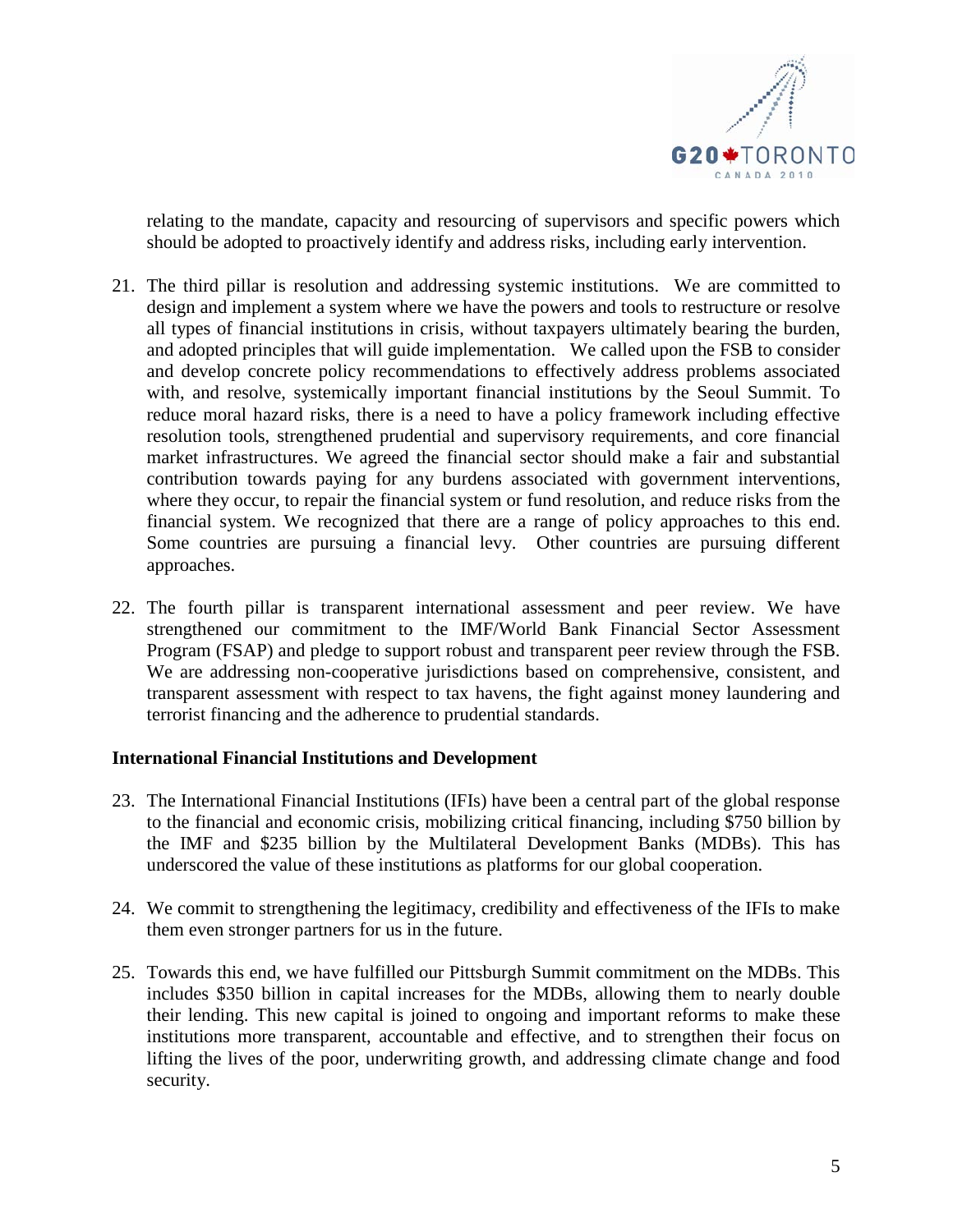relating to the mandate, capacity and resourcing of supervisors and specific powers which should be adopted to proactively identify and address risks, including early intervention.

21. The third pillar is resolution and addressing systemic institutions. We are committed to design and implement a system where we have the powers and tools to restructure or resolve all types of financial institutions in crisis, without taxpayers ultimately bearing the burden, and adopted principles that will guide implementation. We called upon the FSB to consider and develop concrete policy recommendations to effectively address problems associated with, and resolve, systemically important financial institutions by the Seoul Summit. To reduce moral hazard risks, there is a need to have a policy framework including effective resolution tools, strengthened prudential and supervisory requirements, and core financial market infrastructures. We agreed the financial sector should make a fair and substantial contribution towards paying for any burdens associated with government interventions, where they occur, to repair the financial system or fund resolution, and reduce risks from the financial system. We recognized that there are a range of policy approaches to this end. Some countries are pursuing a financial levy. Other countries are pursuing different approaches.

22. The fourth pillar is transparent international assessment and peer review. We have strengthened our commitment to the IMF/World Bank Financial Sector Assessment Program (FSAP) and pledge to support robust and transparent peer review through the FSB. We are addressing non-cooperative jurisdictions based on comprehensive, consistent, and transparent assessment with respect to tax havens, the fight against money laundering and terrorist financing and the adherence to prudential standards.

**International Financial Institutions and Development**

23. The International Financial Institutions (IFIs) have been a central part of the global response to the financial and economic crisis, mobilizing critical financing, including $750 billion by the IMF and $235 billion by the Multilateral Development Banks (MDBs). This has underscored the value of these institutions as platforms for our global cooperation.

24. We commit to strengthening the legitimacy, credibility and effectiveness of the IFIs to make them even stronger partners for us in the future.

25. Towards this end, we have fulfilled our Pittsburgh Summit commitment on the MDBs. This includes $350 billion in capital increases for the MDBs, allowing them to nearly double their lending. This new capital is joined to ongoing and important reforms to make these institutions more transparent, accountable and effective, and to strengthen their focus on lifting the lives of the poor, underwriting growth, and addressing climate change and food security.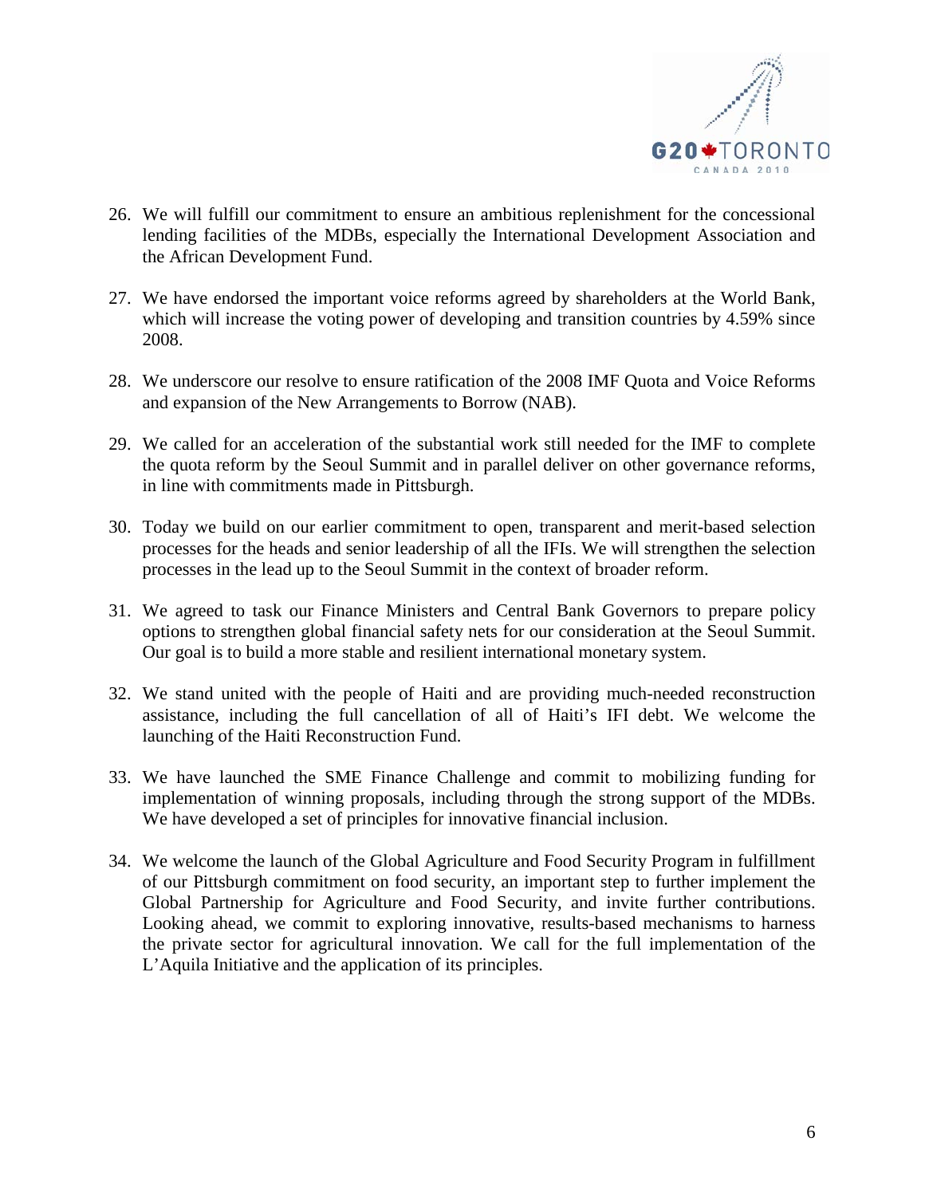26. We will fulfill our commitment to ensure an ambitious replenishment for the concessional lending facilities of the MDBs, especially the International Development Association and the African Development Fund.

27. We have endorsed the important voice reforms agreed by shareholders at the World Bank, which will increase the voting power of developing and transition countries by 4.59% since 2008.

28. We underscore our resolve to ensure ratification of the 2008 IMF Quota and Voice Reforms and expansion of the New Arrangements to Borrow (NAB).

29. We called for an acceleration of the substantial work still needed for the IMF to complete the quota reform by the Seoul Summit and in parallel deliver on other governance reforms, in line with commitments made in Pittsburgh.

30. Today we build on our earlier commitment to open, transparent and merit-based selection processes for the heads and senior leadership of all the IFIs. We will strengthen the selection processes in the lead up to the Seoul Summit in the context of broader reform.

31. We agreed to task our Finance Ministers and Central Bank Governors to prepare policy options to strengthen global financial safety nets for our consideration at the Seoul Summit. Our goal is to build a more stable and resilient international monetary system.

32. We stand united with the people of Haiti and are providing much-needed reconstruction assistance, including the full cancellation of all of Haiti's IFI debt. We welcome the launching of the Haiti Reconstruction Fund.

33. We have launched the SME Finance Challenge and commit to mobilizing funding for implementation of winning proposals, including through the strong support of the MDBs. We have developed a set of principles for innovative financial inclusion.

34. We welcome the launch of the Global Agriculture and Food Security Program in fulfillment of our Pittsburgh commitment on food security, an important step to further implement the Global Partnership for Agriculture and Food Security, and invite further contributions. Looking ahead, we commit to exploring innovative, results-based mechanisms to harness the private sector for agricultural innovation. We call for the full implementation of the L'Aquila Initiative and the application of its principles.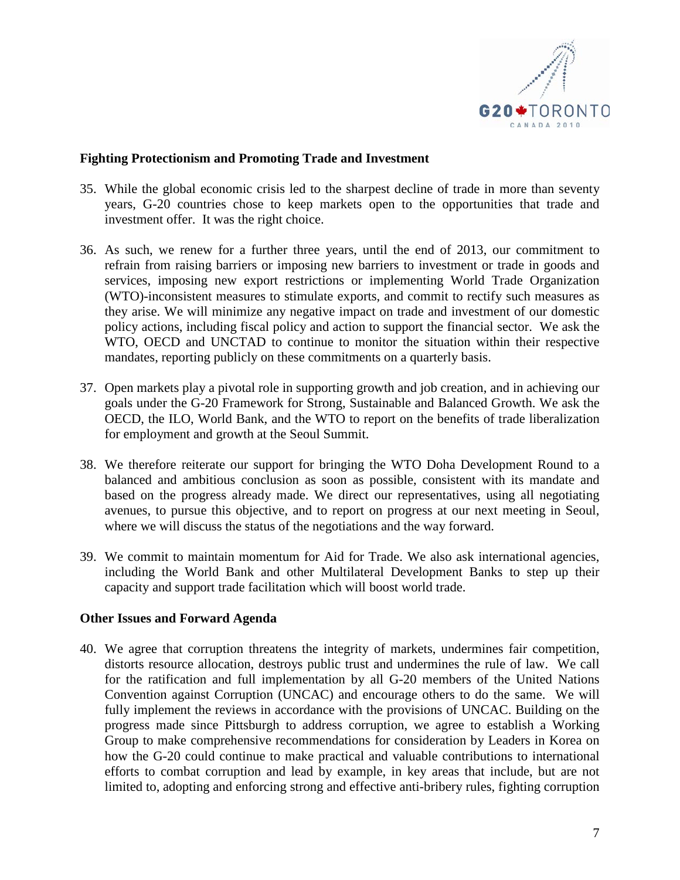**Fighting Protectionism and Promoting Trade and Investment**

35. While the global economic crisis led to the sharpest decline of trade in more than seventy years, G-20 countries chose to keep markets open to the opportunities that trade and investment offer. It was the right choice.

36. As such, we renew for a further three years, until the end of 2013, our commitment to refrain from raising barriers or imposing new barriers to investment or trade in goods and services, imposing new export restrictions or implementing World Trade Organization (WTO)-inconsistent measures to stimulate exports, and commit to rectify such measures as they arise. We will minimize any negative impact on trade and investment of our domestic policy actions, including fiscal policy and action to support the financial sector. We ask the WTO, OECD and UNCTAD to continue to monitor the situation within their respective mandates, reporting publicly on these commitments on a quarterly basis.

37. Open markets play a pivotal role in supporting growth and job creation, and in achieving our goals under the G-20 Framework for Strong, Sustainable and Balanced Growth. We ask the OECD, the ILO, World Bank, and the WTO to report on the benefits of trade liberalization for employment and growth at the Seoul Summit.

38. We therefore reiterate our support for bringing the WTO Doha Development Round to a balanced and ambitious conclusion as soon as possible, consistent with its mandate and based on the progress already made. We direct our representatives, using all negotiating avenues, to pursue this objective, and to report on progress at our next meeting in Seoul, where we will discuss the status of the negotiations and the way forward.

39. We commit to maintain momentum for Aid for Trade. We also ask international agencies, including the World Bank and other Multilateral Development Banks to step up their capacity and support trade facilitation which will boost world trade.

**Other Issues and Forward Agenda**

40. We agree that corruption threatens the integrity of markets, undermines fair competition, distorts resource allocation, destroys public trust and undermines the rule of law. We call for the ratification and full implementation by all G-20 members of the United Nations Convention against Corruption (UNCAC) and encourage others to do the same. We will fully implement the reviews in accordance with the provisions of UNCAC. Building on the progress made since Pittsburgh to address corruption, we agree to establish a Working Group to make comprehensive recommendations for consideration by Leaders in Korea on how the G-20 could continue to make practical and valuable contributions to international efforts to combat corruption and lead by example, in key areas that include, but are not limited to, adopting and enforcing strong and effective anti-bribery rules, fighting corruption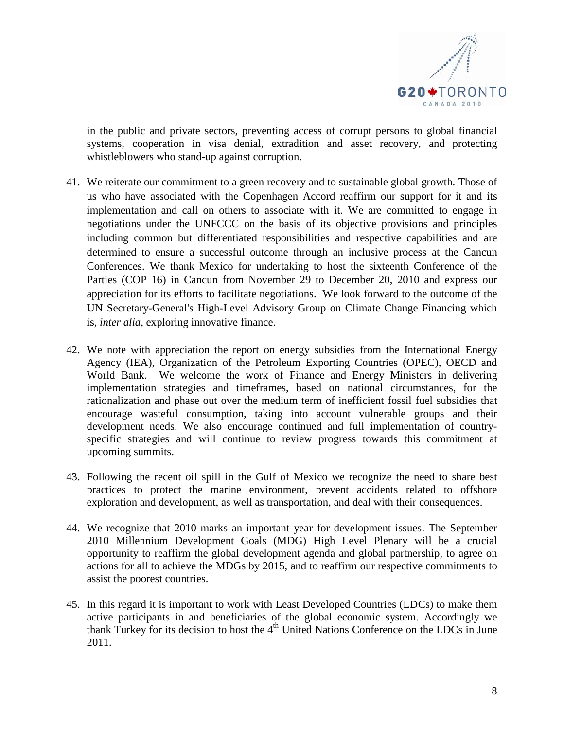in the public and private sectors, preventing access of corrupt persons to global financial systems, cooperation in visa denial, extradition and asset recovery, and protecting whistleblowers who stand-up against corruption.

41. We reiterate our commitment to a green recovery and to sustainable global growth. Those of us who have associated with the Copenhagen Accord reaffirm our support for it and its implementation and call on others to associate with it. We are committed to engage in negotiations under the UNFCCC on the basis of its objective provisions and principles including common but differentiated responsibilities and respective capabilities and are determined to ensure a successful outcome through an inclusive process at the Cancun Conferences. We thank Mexico for undertaking to host the sixteenth Conference of the Parties (COP 16) in Cancun from November 29 to December 20, 2010 and express our appreciation for its efforts to facilitate negotiations. We look forward to the outcome of the UN Secretary-General's High-Level Advisory Group on Climate Change Financing which is, *inter alia*, exploring innovative finance.

42. We note with appreciation the report on energy subsidies from the International Energy Agency (IEA), Organization of the Petroleum Exporting Countries (OPEC), OECD and World Bank. We welcome the work of Finance and Energy Ministers in delivering implementation strategies and timeframes, based on national circumstances, for the rationalization and phase out over the medium term of inefficient fossil fuel subsidies that encourage wasteful consumption, taking into account vulnerable groups and their development needs. We also encourage continued and full implementation of country-specific strategies and will continue to review progress towards this commitment at upcoming summits.

43. Following the recent oil spill in the Gulf of Mexico we recognize the need to share best practices to protect the marine environment, prevent accidents related to offshore exploration and development, as well as transportation, and deal with their consequences.

44. We recognize that 2010 marks an important year for development issues. The September 2010 Millennium Development Goals (MDG) High Level Plenary will be a crucial opportunity to reaffirm the global development agenda and global partnership, to agree on actions for all to achieve the MDGs by 2015, and to reaffirm our respective commitments to assist the poorest countries.

45. In this regard it is important to work with Least Developed Countries (LDCs) to make them active participants in and beneficiaries of the global economic system. Accordingly we thank Turkey for its decision to host the 4th United Nations Conference on the LDCs in June 2011.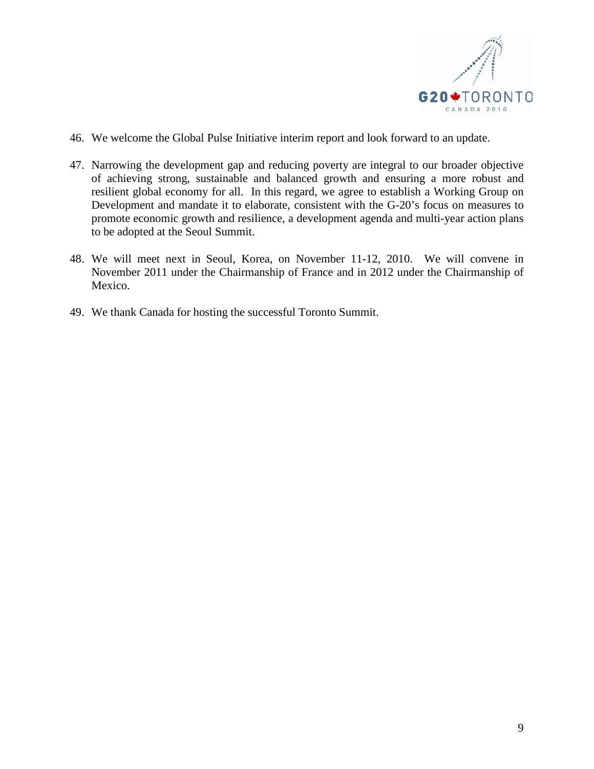46. We welcome the Global Pulse Initiative interim report and look forward to an update.

47. Narrowing the development gap and reducing poverty are integral to our broader objective of achieving strong, sustainable and balanced growth and ensuring a more robust and resilient global economy for all. In this regard, we agree to establish a Working Group on Development and mandate it to elaborate, consistent with the G-20's focus on measures to promote economic growth and resilience, a development agenda and multi-year action plans to be adopted at the Seoul Summit.

48. We will meet next in Seoul, Korea, on November 11-12, 2010. We will convene in November 2011 under the Chairmanship of France and in 2012 under the Chairmanship of Mexico.

49. We thank Canada for hosting the successful Toronto Summit.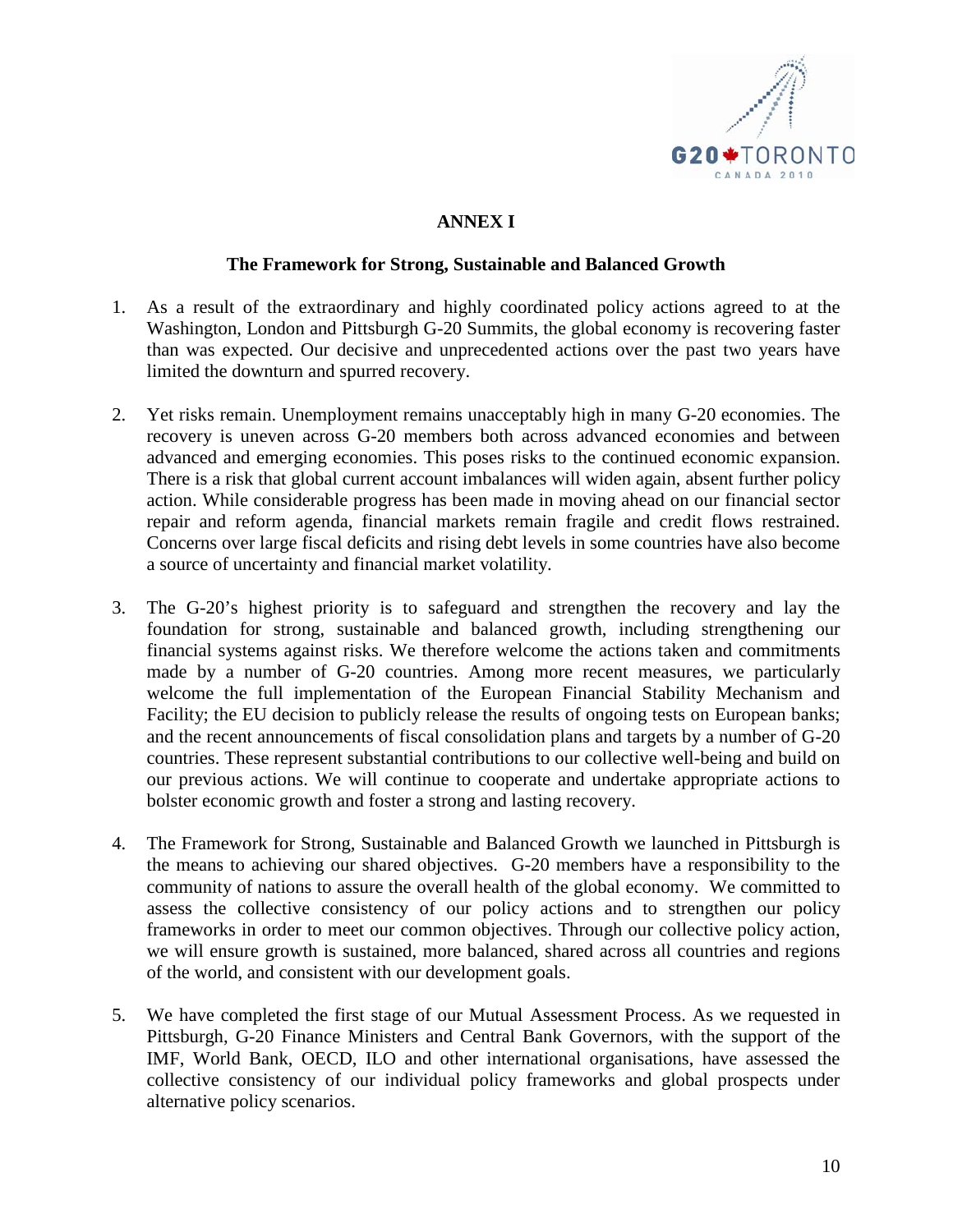## ANNEX I

### The Framework for Strong, Sustainable and Balanced Growth

1. As a result of the extraordinary and highly coordinated policy actions agreed to at the Washington, London and Pittsburgh G-20 Summits, the global economy is recovering faster than was expected. Our decisive and unprecedented actions over the past two years have limited the downturn and spurred recovery.

2. Yet risks remain. Unemployment remains unacceptably high in many G-20 economies. The recovery is uneven across G-20 members both across advanced economies and between advanced and emerging economies. This poses risks to the continued economic expansion. There is a risk that global current account imbalances will widen again, absent further policy action. While considerable progress has been made in moving ahead on our financial sector repair and reform agenda, financial markets remain fragile and credit flows restrained. Concerns over large fiscal deficits and rising debt levels in some countries have also become a source of uncertainty and financial market volatility.

3. The G-20's highest priority is to safeguard and strengthen the recovery and lay the foundation for strong, sustainable and balanced growth, including strengthening our financial systems against risks. We therefore welcome the actions taken and commitments made by a number of G-20 countries. Among more recent measures, we particularly welcome the full implementation of the European Financial Stability Mechanism and Facility; the EU decision to publicly release the results of ongoing tests on European banks; and the recent announcements of fiscal consolidation plans and targets by a number of G-20 countries. These represent substantial contributions to our collective well-being and build on our previous actions. We will continue to cooperate and undertake appropriate actions to bolster economic growth and foster a strong and lasting recovery.

4. The Framework for Strong, Sustainable and Balanced Growth we launched in Pittsburgh is the means to achieving our shared objectives. G-20 members have a responsibility to the community of nations to assure the overall health of the global economy. We committed to assess the collective consistency of our policy actions and to strengthen our policy frameworks in order to meet our common objectives. Through our collective policy action, we will ensure growth is sustained, more balanced, shared across all countries and regions of the world, and consistent with our development goals.

5. We have completed the first stage of our Mutual Assessment Process. As we requested in Pittsburgh, G-20 Finance Ministers and Central Bank Governors, with the support of the IMF, World Bank, OECD, ILO and other international organisations, have assessed the collective consistency of our individual policy frameworks and global prospects under alternative policy scenarios.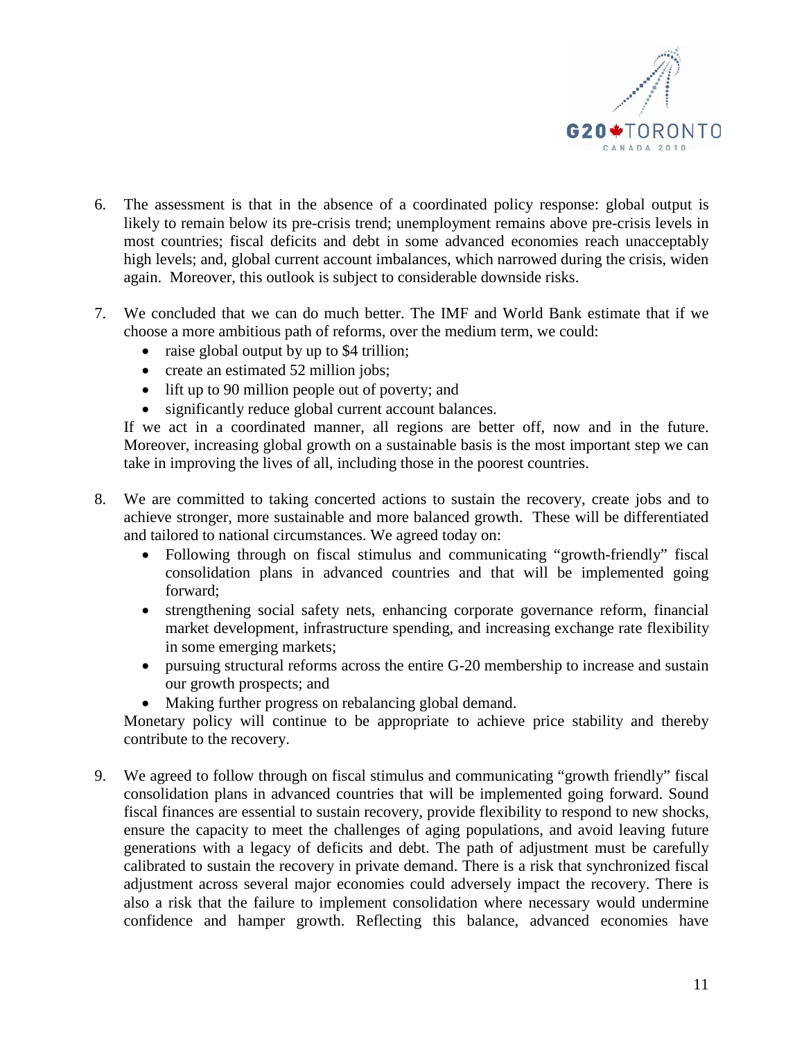6. The assessment is that in the absence of a coordinated policy response: global output is likely to remain below its pre-crisis trend; unemployment remains above pre-crisis levels in most countries; fiscal deficits and debt in some advanced economies reach unacceptably high levels; and, global current account imbalances, which narrowed during the crisis, widen again. Moreover, this outlook is subject to considerable downside risks.

7. We concluded that we can do much better. The IMF and World Bank estimate that if we choose a more ambitious path of reforms, over the medium term, we could:
   - raise global output by up to $4 trillion;
   - create an estimated 52 million jobs;
   - lift up to 90 million people out of poverty; and
   - significantly reduce global current account balances.

   If we act in a coordinated manner, all regions are better off, now and in the future. Moreover, increasing global growth on a sustainable basis is the most important step we can take in improving the lives of all, including those in the poorest countries.

8. We are committed to taking concerted actions to sustain the recovery, create jobs and to achieve stronger, more sustainable and more balanced growth. These will be differentiated and tailored to national circumstances. We agreed today on:
   - Following through on fiscal stimulus and communicating "growth-friendly" fiscal consolidation plans in advanced countries and that will be implemented going forward;
   - strengthening social safety nets, enhancing corporate governance reform, financial market development, infrastructure spending, and increasing exchange rate flexibility in some emerging markets;
   - pursuing structural reforms across the entire G-20 membership to increase and sustain our growth prospects; and
   - Making further progress on rebalancing global demand.

   Monetary policy will continue to be appropriate to achieve price stability and thereby contribute to the recovery.

9. We agreed to follow through on fiscal stimulus and communicating "growth friendly" fiscal consolidation plans in advanced countries that will be implemented going forward. Sound fiscal finances are essential to sustain recovery, provide flexibility to respond to new shocks, ensure the capacity to meet the challenges of aging populations, and avoid leaving future generations with a legacy of deficits and debt. The path of adjustment must be carefully calibrated to sustain the recovery in private demand. There is a risk that synchronized fiscal adjustment across several major economies could adversely impact the recovery. There is also a risk that the failure to implement consolidation where necessary would undermine confidence and hamper growth. Reflecting this balance, advanced economies have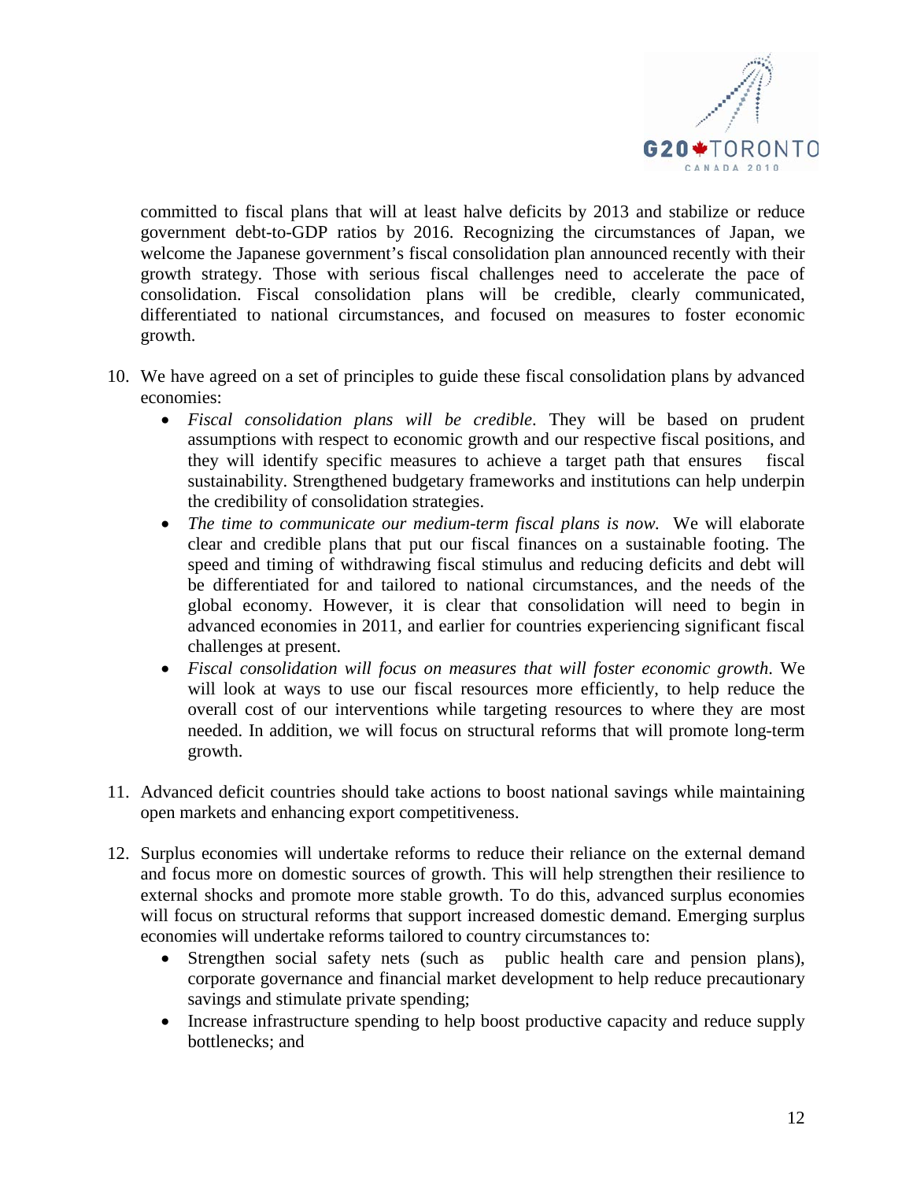committed to fiscal plans that will at least halve deficits by 2013 and stabilize or reduce government debt-to-GDP ratios by 2016. Recognizing the circumstances of Japan, we welcome the Japanese government's fiscal consolidation plan announced recently with their growth strategy. Those with serious fiscal challenges need to accelerate the pace of consolidation. Fiscal consolidation plans will be credible, clearly communicated, differentiated to national circumstances, and focused on measures to foster economic growth.

10. We have agreed on a set of principles to guide these fiscal consolidation plans by advanced economies:
    - *Fiscal consolidation plans will be credible*. They will be based on prudent assumptions with respect to economic growth and our respective fiscal positions, and they will identify specific measures to achieve a target path that ensures fiscal sustainability. Strengthened budgetary frameworks and institutions can help underpin the credibility of consolidation strategies.
    - *The time to communicate our medium-term fiscal plans is now.* We will elaborate clear and credible plans that put our fiscal finances on a sustainable footing. The speed and timing of withdrawing fiscal stimulus and reducing deficits and debt will be differentiated for and tailored to national circumstances, and the needs of the global economy. However, it is clear that consolidation will need to begin in advanced economies in 2011, and earlier for countries experiencing significant fiscal challenges at present.
    - *Fiscal consolidation will focus on measures that will foster economic growth*. We will look at ways to use our fiscal resources more efficiently, to help reduce the overall cost of our interventions while targeting resources to where they are most needed. In addition, we will focus on structural reforms that will promote long-term growth.

11. Advanced deficit countries should take actions to boost national savings while maintaining open markets and enhancing export competitiveness.

12. Surplus economies will undertake reforms to reduce their reliance on the external demand and focus more on domestic sources of growth. This will help strengthen their resilience to external shocks and promote more stable growth. To do this, advanced surplus economies will focus on structural reforms that support increased domestic demand. Emerging surplus economies will undertake reforms tailored to country circumstances to:
    - Strengthen social safety nets (such as public health care and pension plans), corporate governance and financial market development to help reduce precautionary savings and stimulate private spending;
    - Increase infrastructure spending to help boost productive capacity and reduce supply bottlenecks; and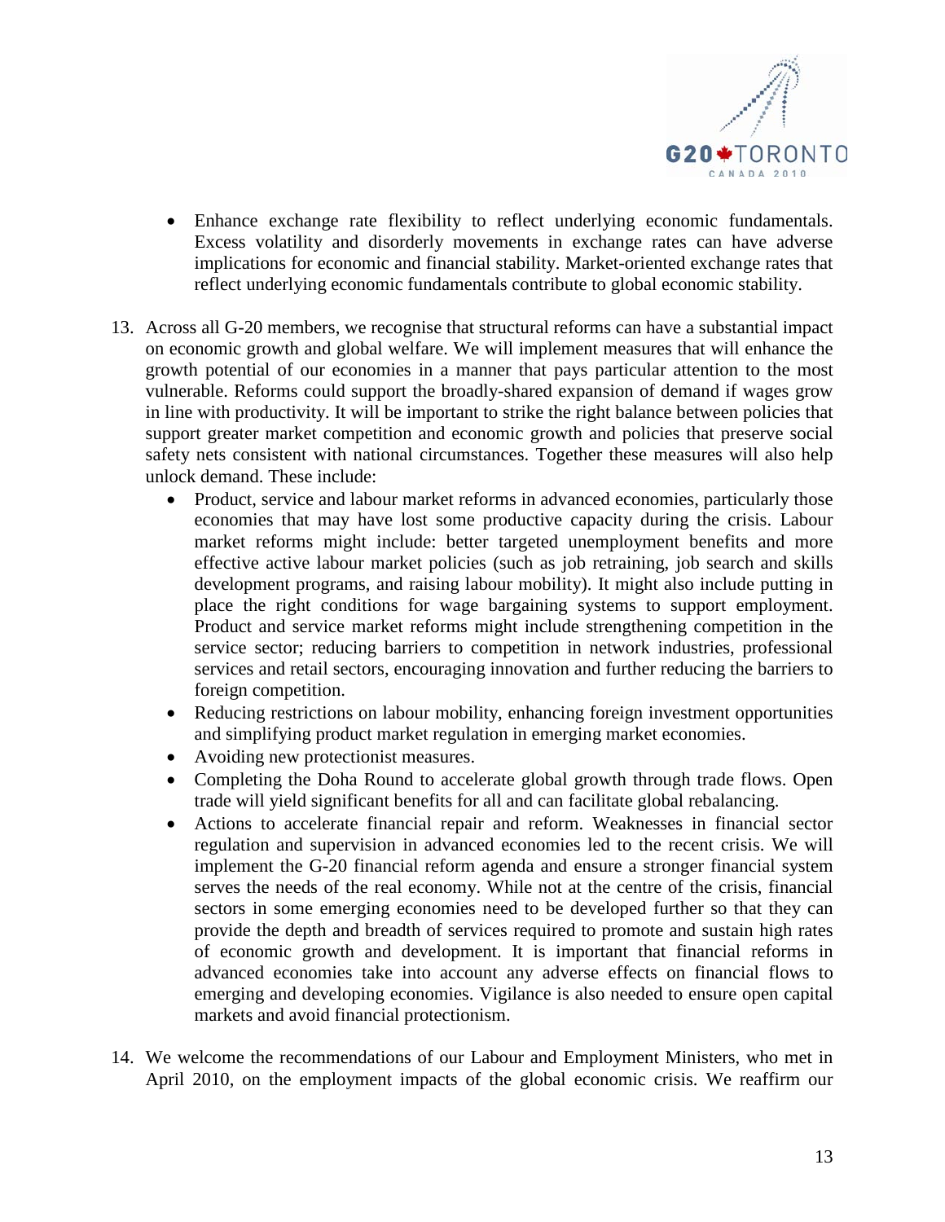- Enhance exchange rate flexibility to reflect underlying economic fundamentals. Excess volatility and disorderly movements in exchange rates can have adverse implications for economic and financial stability. Market-oriented exchange rates that reflect underlying economic fundamentals contribute to global economic stability.

13. Across all G-20 members, we recognise that structural reforms can have a substantial impact on economic growth and global welfare. We will implement measures that will enhance the growth potential of our economies in a manner that pays particular attention to the most vulnerable. Reforms could support the broadly-shared expansion of demand if wages grow in line with productivity. It will be important to strike the right balance between policies that support greater market competition and economic growth and policies that preserve social safety nets consistent with national circumstances. Together these measures will also help unlock demand. These include:
    - Product, service and labour market reforms in advanced economies, particularly those economies that may have lost some productive capacity during the crisis. Labour market reforms might include: better targeted unemployment benefits and more effective active labour market policies (such as job retraining, job search and skills development programs, and raising labour mobility). It might also include putting in place the right conditions for wage bargaining systems to support employment. Product and service market reforms might include strengthening competition in the service sector; reducing barriers to competition in network industries, professional services and retail sectors, encouraging innovation and further reducing the barriers to foreign competition.
    - Reducing restrictions on labour mobility, enhancing foreign investment opportunities and simplifying product market regulation in emerging market economies.
    - Avoiding new protectionist measures.
    - Completing the Doha Round to accelerate global growth through trade flows. Open trade will yield significant benefits for all and can facilitate global rebalancing.
    - Actions to accelerate financial repair and reform. Weaknesses in financial sector regulation and supervision in advanced economies led to the recent crisis. We will implement the G-20 financial reform agenda and ensure a stronger financial system serves the needs of the real economy. While not at the centre of the crisis, financial sectors in some emerging economies need to be developed further so that they can provide the depth and breadth of services required to promote and sustain high rates of economic growth and development. It is important that financial reforms in advanced economies take into account any adverse effects on financial flows to emerging and developing economies. Vigilance is also needed to ensure open capital markets and avoid financial protectionism.

14. We welcome the recommendations of our Labour and Employment Ministers, who met in April 2010, on the employment impacts of the global economic crisis. We reaffirm our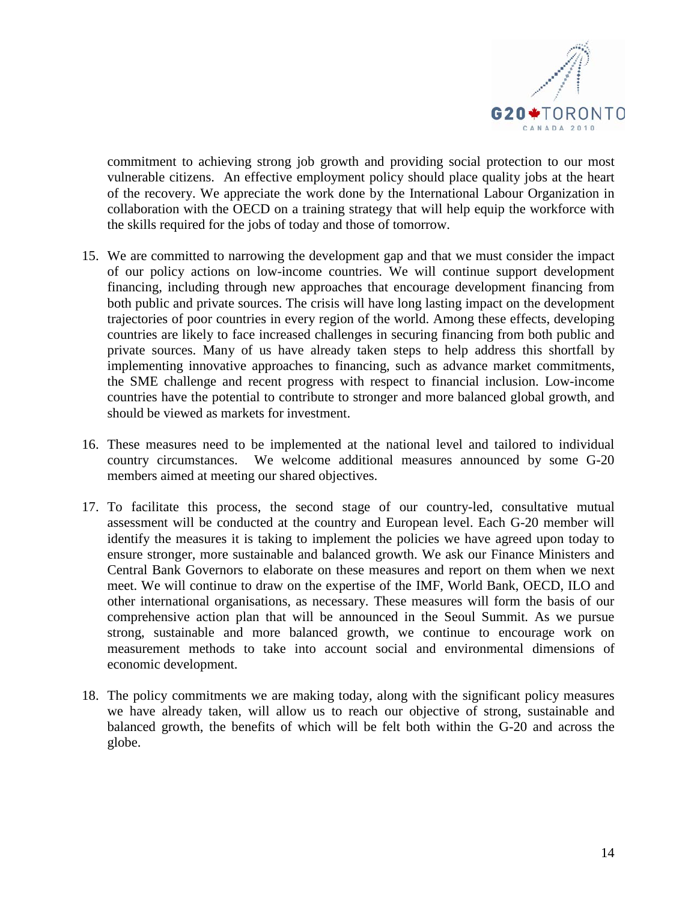commitment to achieving strong job growth and providing social protection to our most vulnerable citizens. An effective employment policy should place quality jobs at the heart of the recovery. We appreciate the work done by the International Labour Organization in collaboration with the OECD on a training strategy that will help equip the workforce with the skills required for the jobs of today and those of tomorrow.

15. We are committed to narrowing the development gap and that we must consider the impact of our policy actions on low-income countries. We will continue support development financing, including through new approaches that encourage development financing from both public and private sources. The crisis will have long lasting impact on the development trajectories of poor countries in every region of the world. Among these effects, developing countries are likely to face increased challenges in securing financing from both public and private sources. Many of us have already taken steps to help address this shortfall by implementing innovative approaches to financing, such as advance market commitments, the SME challenge and recent progress with respect to financial inclusion. Low-income countries have the potential to contribute to stronger and more balanced global growth, and should be viewed as markets for investment.

16. These measures need to be implemented at the national level and tailored to individual country circumstances. We welcome additional measures announced by some G-20 members aimed at meeting our shared objectives.

17. To facilitate this process, the second stage of our country-led, consultative mutual assessment will be conducted at the country and European level. Each G-20 member will identify the measures it is taking to implement the policies we have agreed upon today to ensure stronger, more sustainable and balanced growth. We ask our Finance Ministers and Central Bank Governors to elaborate on these measures and report on them when we next meet. We will continue to draw on the expertise of the IMF, World Bank, OECD, ILO and other international organisations, as necessary. These measures will form the basis of our comprehensive action plan that will be announced in the Seoul Summit. As we pursue strong, sustainable and more balanced growth, we continue to encourage work on measurement methods to take into account social and environmental dimensions of economic development.

18. The policy commitments we are making today, along with the significant policy measures we have already taken, will allow us to reach our objective of strong, sustainable and balanced growth, the benefits of which will be felt both within the G-20 and across the globe.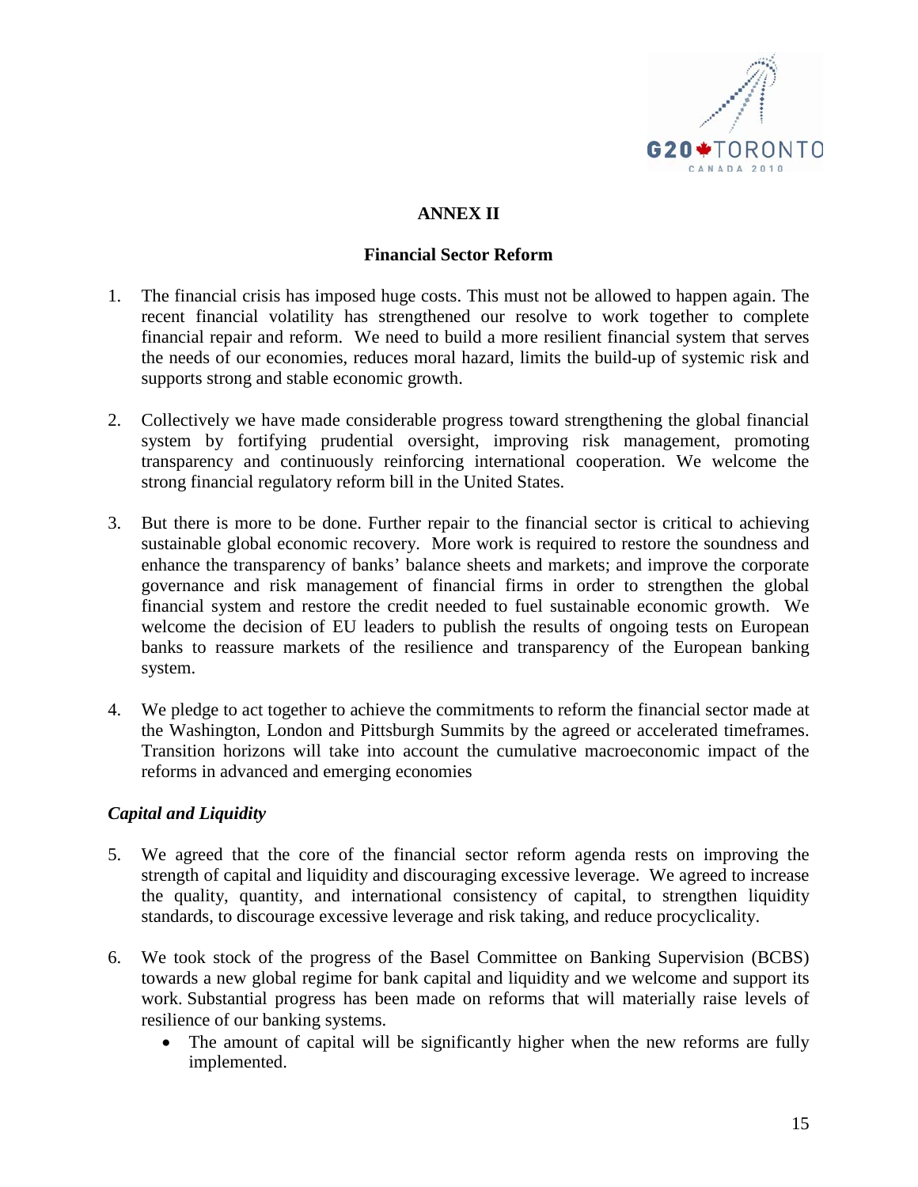## ANNEX II

### Financial Sector Reform

1. The financial crisis has imposed huge costs. This must not be allowed to happen again. The recent financial volatility has strengthened our resolve to work together to complete financial repair and reform. We need to build a more resilient financial system that serves the needs of our economies, reduces moral hazard, limits the build-up of systemic risk and supports strong and stable economic growth.

2. Collectively we have made considerable progress toward strengthening the global financial system by fortifying prudential oversight, improving risk management, promoting transparency and continuously reinforcing international cooperation. We welcome the strong financial regulatory reform bill in the United States.

3. But there is more to be done. Further repair to the financial sector is critical to achieving sustainable global economic recovery. More work is required to restore the soundness and enhance the transparency of banks' balance sheets and markets; and improve the corporate governance and risk management of financial firms in order to strengthen the global financial system and restore the credit needed to fuel sustainable economic growth. We welcome the decision of EU leaders to publish the results of ongoing tests on European banks to reassure markets of the resilience and transparency of the European banking system.

4. We pledge to act together to achieve the commitments to reform the financial sector made at the Washington, London and Pittsburgh Summits by the agreed or accelerated timeframes. Transition horizons will take into account the cumulative macroeconomic impact of the reforms in advanced and emerging economies

#### *Capital and Liquidity*

5. We agreed that the core of the financial sector reform agenda rests on improving the strength of capital and liquidity and discouraging excessive leverage. We agreed to increase the quality, quantity, and international consistency of capital, to strengthen liquidity standards, to discourage excessive leverage and risk taking, and reduce procyclicality.

6. We took stock of the progress of the Basel Committee on Banking Supervision (BCBS) towards a new global regime for bank capital and liquidity and we welcome and support its work. Substantial progress has been made on reforms that will materially raise levels of resilience of our banking systems.
   - The amount of capital will be significantly higher when the new reforms are fully implemented.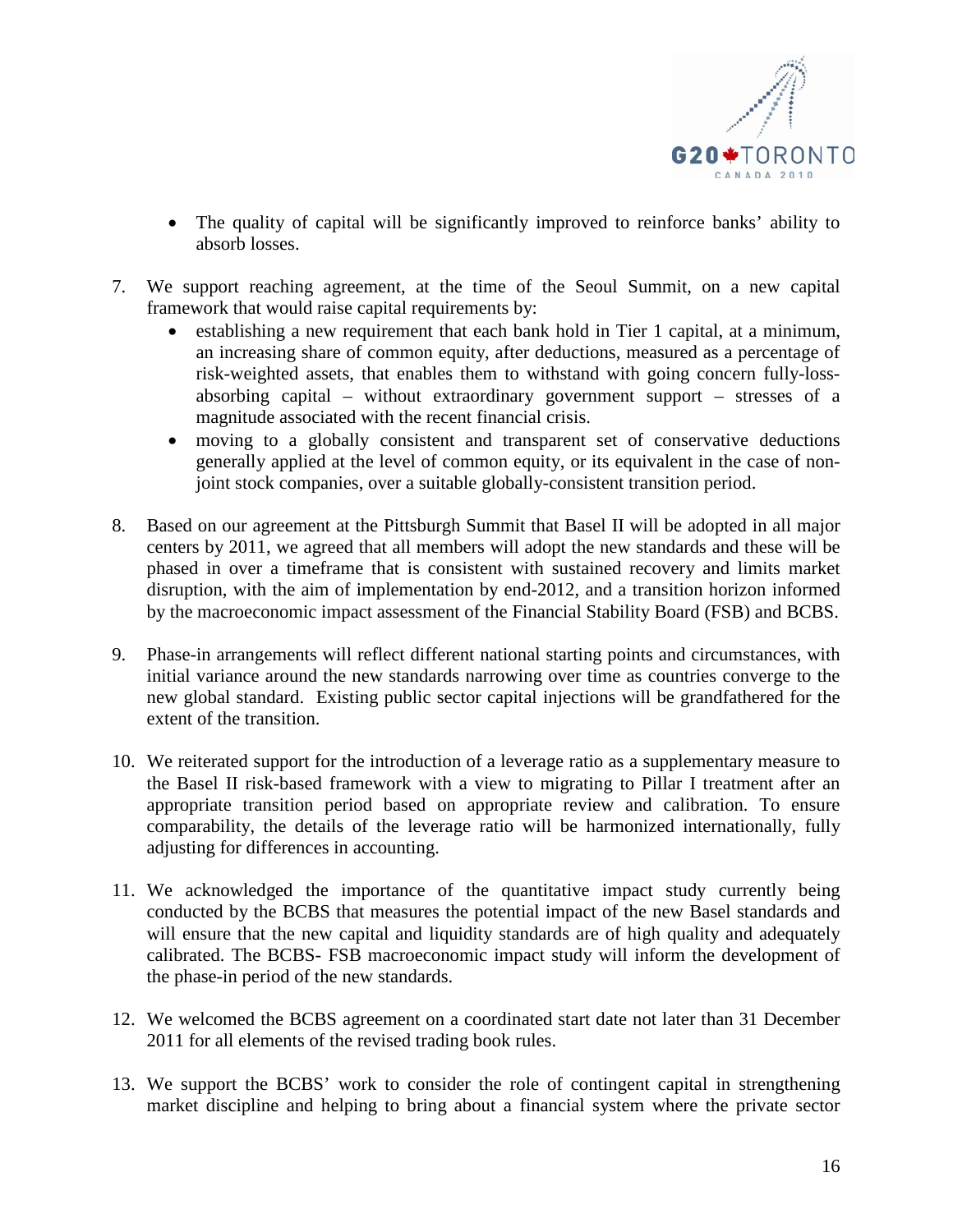- The quality of capital will be significantly improved to reinforce banks' ability to absorb losses.

7. We support reaching agreement, at the time of the Seoul Summit, on a new capital framework that would raise capital requirements by:
    - establishing a new requirement that each bank hold in Tier 1 capital, at a minimum, an increasing share of common equity, after deductions, measured as a percentage of risk-weighted assets, that enables them to withstand with going concern fully-loss-absorbing capital – without extraordinary government support – stresses of a magnitude associated with the recent financial crisis.
    - moving to a globally consistent and transparent set of conservative deductions generally applied at the level of common equity, or its equivalent in the case of non-joint stock companies, over a suitable globally-consistent transition period.

8. Based on our agreement at the Pittsburgh Summit that Basel II will be adopted in all major centers by 2011, we agreed that all members will adopt the new standards and these will be phased in over a timeframe that is consistent with sustained recovery and limits market disruption, with the aim of implementation by end-2012, and a transition horizon informed by the macroeconomic impact assessment of the Financial Stability Board (FSB) and BCBS.

9. Phase-in arrangements will reflect different national starting points and circumstances, with initial variance around the new standards narrowing over time as countries converge to the new global standard. Existing public sector capital injections will be grandfathered for the extent of the transition.

10. We reiterated support for the introduction of a leverage ratio as a supplementary measure to the Basel II risk-based framework with a view to migrating to Pillar I treatment after an appropriate transition period based on appropriate review and calibration. To ensure comparability, the details of the leverage ratio will be harmonized internationally, fully adjusting for differences in accounting.

11. We acknowledged the importance of the quantitative impact study currently being conducted by the BCBS that measures the potential impact of the new Basel standards and will ensure that the new capital and liquidity standards are of high quality and adequately calibrated. The BCBS- FSB macroeconomic impact study will inform the development of the phase-in period of the new standards.

12. We welcomed the BCBS agreement on a coordinated start date not later than 31 December 2011 for all elements of the revised trading book rules.

13. We support the BCBS' work to consider the role of contingent capital in strengthening market discipline and helping to bring about a financial system where the private sector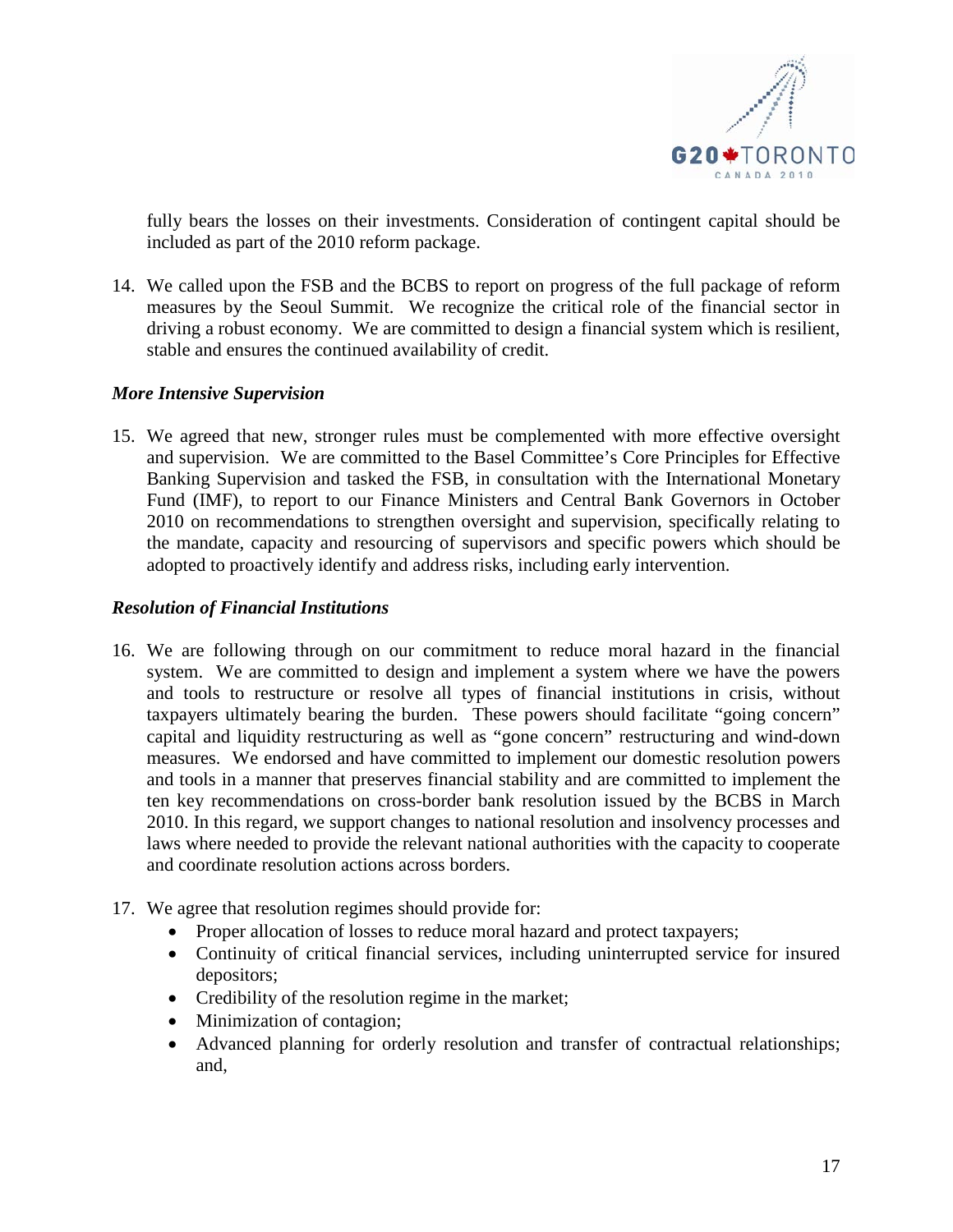fully bears the losses on their investments. Consideration of contingent capital should be included as part of the 2010 reform package.

14. We called upon the FSB and the BCBS to report on progress of the full package of reform measures by the Seoul Summit. We recognize the critical role of the financial sector in driving a robust economy. We are committed to design a financial system which is resilient, stable and ensures the continued availability of credit.

***More Intensive Supervision***

15. We agreed that new, stronger rules must be complemented with more effective oversight and supervision. We are committed to the Basel Committee's Core Principles for Effective Banking Supervision and tasked the FSB, in consultation with the International Monetary Fund (IMF), to report to our Finance Ministers and Central Bank Governors in October 2010 on recommendations to strengthen oversight and supervision, specifically relating to the mandate, capacity and resourcing of supervisors and specific powers which should be adopted to proactively identify and address risks, including early intervention.

***Resolution of Financial Institutions***

16. We are following through on our commitment to reduce moral hazard in the financial system. We are committed to design and implement a system where we have the powers and tools to restructure or resolve all types of financial institutions in crisis, without taxpayers ultimately bearing the burden. These powers should facilitate "going concern" capital and liquidity restructuring as well as "gone concern" restructuring and wind-down measures. We endorsed and have committed to implement our domestic resolution powers and tools in a manner that preserves financial stability and are committed to implement the ten key recommendations on cross-border bank resolution issued by the BCBS in March 2010. In this regard, we support changes to national resolution and insolvency processes and laws where needed to provide the relevant national authorities with the capacity to cooperate and coordinate resolution actions across borders.

17. We agree that resolution regimes should provide for:
    - Proper allocation of losses to reduce moral hazard and protect taxpayers;
    - Continuity of critical financial services, including uninterrupted service for insured depositors;
    - Credibility of the resolution regime in the market;
    - Minimization of contagion;
    - Advanced planning for orderly resolution and transfer of contractual relationships; and,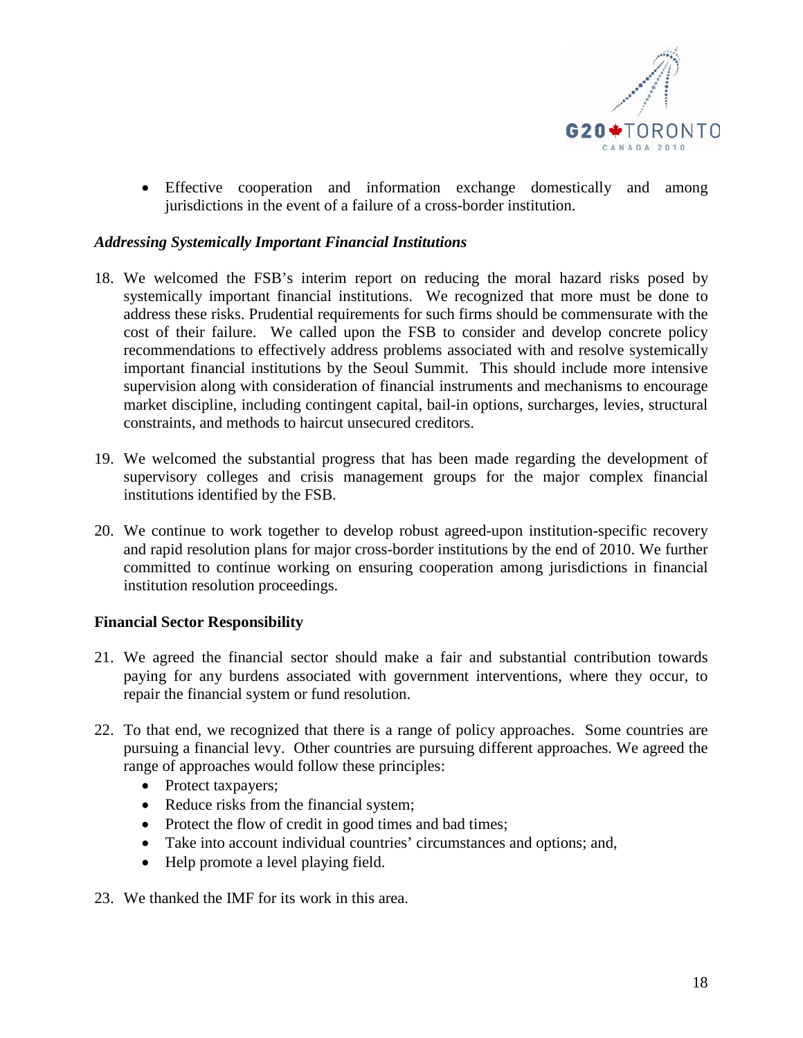- Effective cooperation and information exchange domestically and among jurisdictions in the event of a failure of a cross-border institution.

### *Addressing Systemically Important Financial Institutions*

18. We welcomed the FSB's interim report on reducing the moral hazard risks posed by systemically important financial institutions. We recognized that more must be done to address these risks. Prudential requirements for such firms should be commensurate with the cost of their failure. We called upon the FSB to consider and develop concrete policy recommendations to effectively address problems associated with and resolve systemically important financial institutions by the Seoul Summit. This should include more intensive supervision along with consideration of financial instruments and mechanisms to encourage market discipline, including contingent capital, bail-in options, surcharges, levies, structural constraints, and methods to haircut unsecured creditors.

19. We welcomed the substantial progress that has been made regarding the development of supervisory colleges and crisis management groups for the major complex financial institutions identified by the FSB.

20. We continue to work together to develop robust agreed-upon institution-specific recovery and rapid resolution plans for major cross-border institutions by the end of 2010. We further committed to continue working on ensuring cooperation among jurisdictions in financial institution resolution proceedings.

### **Financial Sector Responsibility**

21. We agreed the financial sector should make a fair and substantial contribution towards paying for any burdens associated with government interventions, where they occur, to repair the financial system or fund resolution.

22. To that end, we recognized that there is a range of policy approaches. Some countries are pursuing a financial levy. Other countries are pursuing different approaches. We agreed the range of approaches would follow these principles:
    - Protect taxpayers;
    - Reduce risks from the financial system;
    - Protect the flow of credit in good times and bad times;
    - Take into account individual countries' circumstances and options; and,
    - Help promote a level playing field.

23. We thanked the IMF for its work in this area.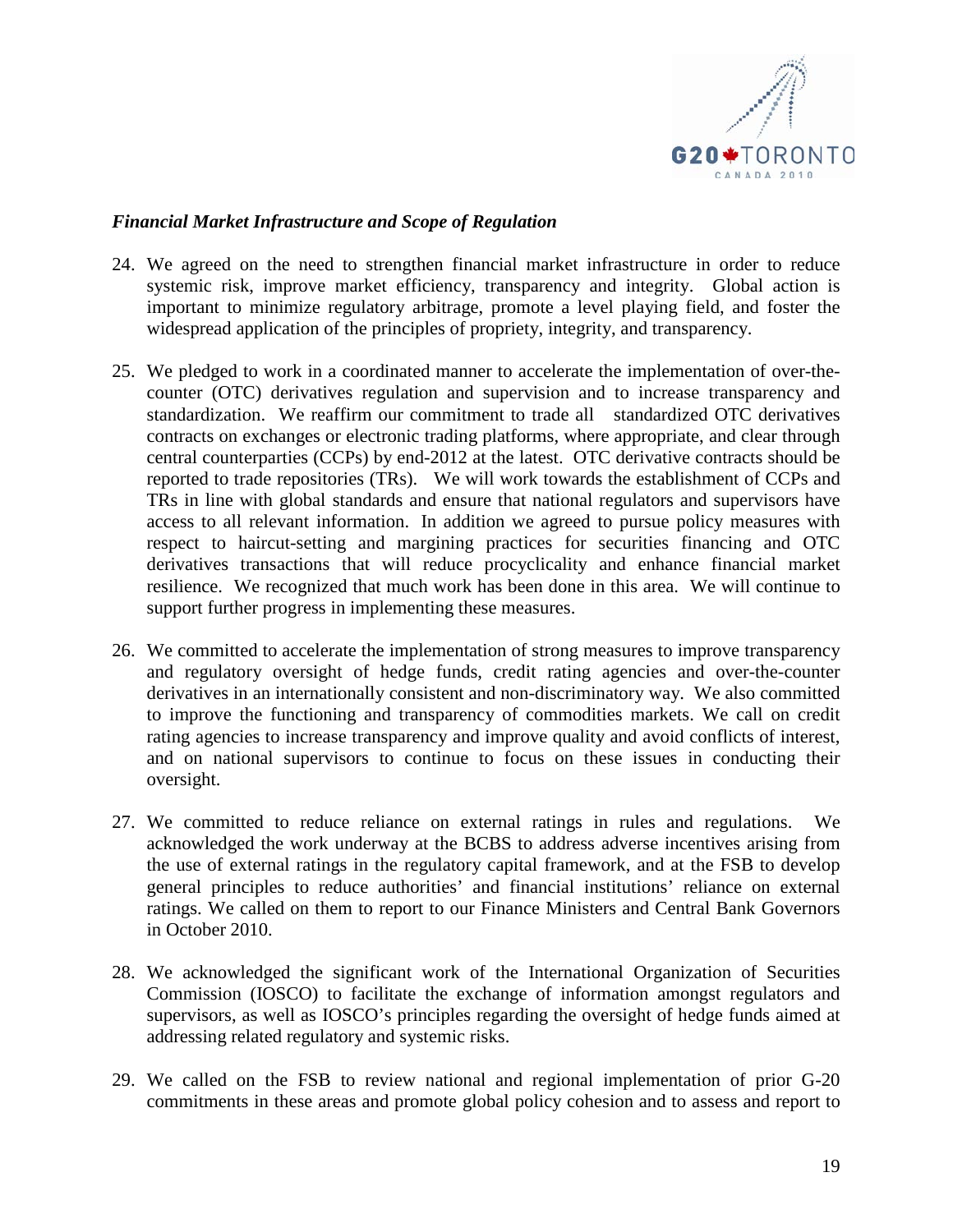*Financial Market Infrastructure and Scope of Regulation*

24. We agreed on the need to strengthen financial market infrastructure in order to reduce systemic risk, improve market efficiency, transparency and integrity. Global action is important to minimize regulatory arbitrage, promote a level playing field, and foster the widespread application of the principles of propriety, integrity, and transparency.

25. We pledged to work in a coordinated manner to accelerate the implementation of over-the-counter (OTC) derivatives regulation and supervision and to increase transparency and standardization. We reaffirm our commitment to trade all standardized OTC derivatives contracts on exchanges or electronic trading platforms, where appropriate, and clear through central counterparties (CCPs) by end-2012 at the latest. OTC derivative contracts should be reported to trade repositories (TRs). We will work towards the establishment of CCPs and TRs in line with global standards and ensure that national regulators and supervisors have access to all relevant information. In addition we agreed to pursue policy measures with respect to haircut-setting and margining practices for securities financing and OTC derivatives transactions that will reduce procyclicality and enhance financial market resilience. We recognized that much work has been done in this area. We will continue to support further progress in implementing these measures.

26. We committed to accelerate the implementation of strong measures to improve transparency and regulatory oversight of hedge funds, credit rating agencies and over-the-counter derivatives in an internationally consistent and non-discriminatory way. We also committed to improve the functioning and transparency of commodities markets. We call on credit rating agencies to increase transparency and improve quality and avoid conflicts of interest, and on national supervisors to continue to focus on these issues in conducting their oversight.

27. We committed to reduce reliance on external ratings in rules and regulations. We acknowledged the work underway at the BCBS to address adverse incentives arising from the use of external ratings in the regulatory capital framework, and at the FSB to develop general principles to reduce authorities' and financial institutions' reliance on external ratings. We called on them to report to our Finance Ministers and Central Bank Governors in October 2010.

28. We acknowledged the significant work of the International Organization of Securities Commission (IOSCO) to facilitate the exchange of information amongst regulators and supervisors, as well as IOSCO's principles regarding the oversight of hedge funds aimed at addressing related regulatory and systemic risks.

29. We called on the FSB to review national and regional implementation of prior G-20 commitments in these areas and promote global policy cohesion and to assess and report to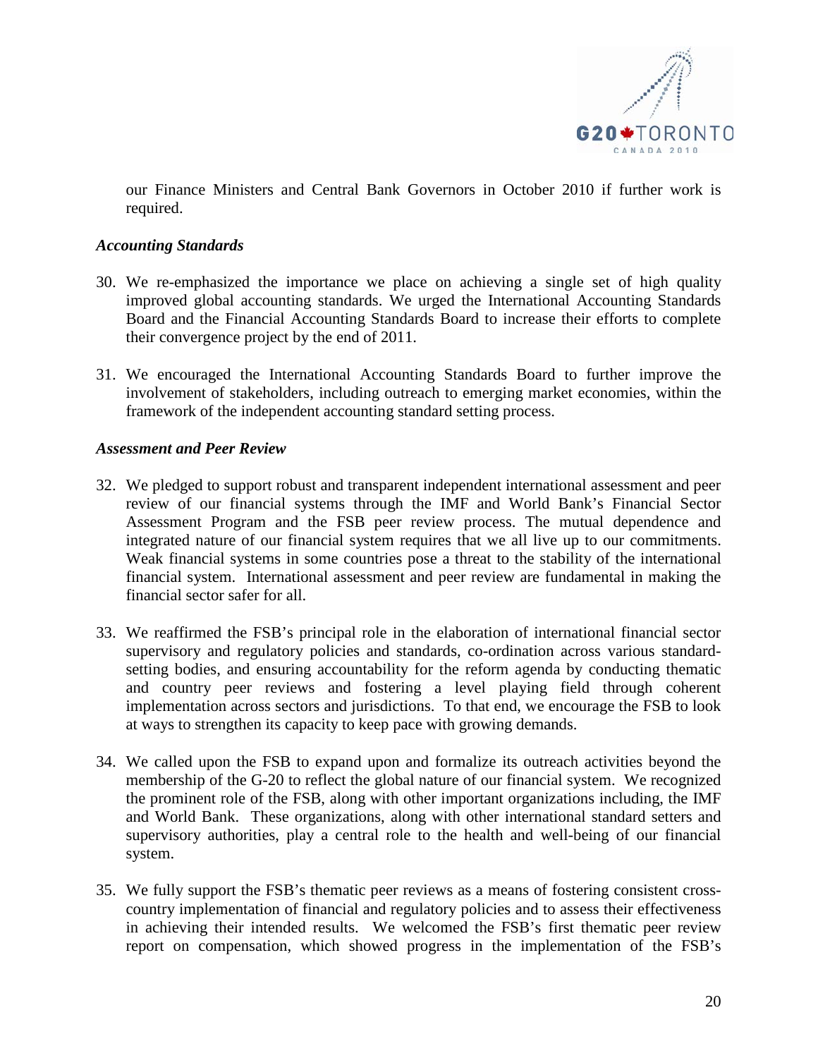our Finance Ministers and Central Bank Governors in October 2010 if further work is required.

### *Accounting Standards*

30. We re-emphasized the importance we place on achieving a single set of high quality improved global accounting standards. We urged the International Accounting Standards Board and the Financial Accounting Standards Board to increase their efforts to complete their convergence project by the end of 2011.

31. We encouraged the International Accounting Standards Board to further improve the involvement of stakeholders, including outreach to emerging market economies, within the framework of the independent accounting standard setting process.

### *Assessment and Peer Review*

32. We pledged to support robust and transparent independent international assessment and peer review of our financial systems through the IMF and World Bank's Financial Sector Assessment Program and the FSB peer review process. The mutual dependence and integrated nature of our financial system requires that we all live up to our commitments. Weak financial systems in some countries pose a threat to the stability of the international financial system. International assessment and peer review are fundamental in making the financial sector safer for all.

33. We reaffirmed the FSB's principal role in the elaboration of international financial sector supervisory and regulatory policies and standards, co-ordination across various standard-setting bodies, and ensuring accountability for the reform agenda by conducting thematic and country peer reviews and fostering a level playing field through coherent implementation across sectors and jurisdictions. To that end, we encourage the FSB to look at ways to strengthen its capacity to keep pace with growing demands.

34. We called upon the FSB to expand upon and formalize its outreach activities beyond the membership of the G-20 to reflect the global nature of our financial system. We recognized the prominent role of the FSB, along with other important organizations including, the IMF and World Bank. These organizations, along with other international standard setters and supervisory authorities, play a central role to the health and well-being of our financial system.

35. We fully support the FSB's thematic peer reviews as a means of fostering consistent cross-country implementation of financial and regulatory policies and to assess their effectiveness in achieving their intended results. We welcomed the FSB's first thematic peer review report on compensation, which showed progress in the implementation of the FSB's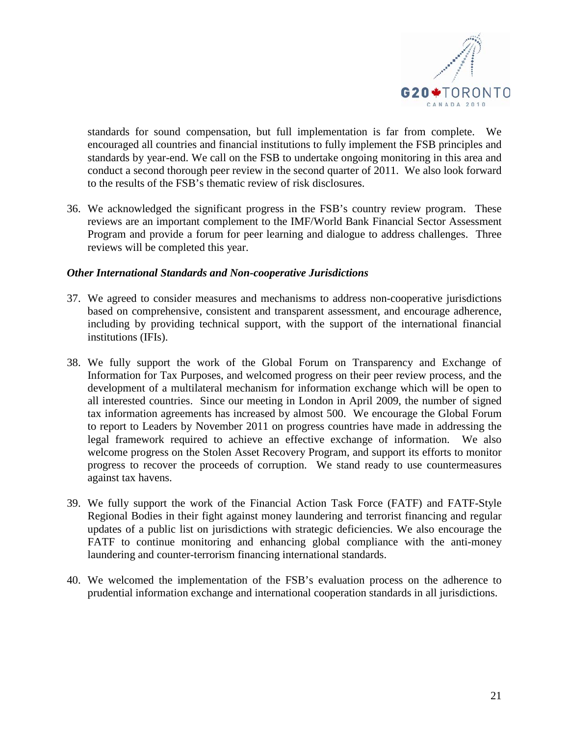standards for sound compensation, but full implementation is far from complete. We encouraged all countries and financial institutions to fully implement the FSB principles and standards by year-end. We call on the FSB to undertake ongoing monitoring in this area and conduct a second thorough peer review in the second quarter of 2011. We also look forward to the results of the FSB's thematic review of risk disclosures.

36. We acknowledged the significant progress in the FSB's country review program. These reviews are an important complement to the IMF/World Bank Financial Sector Assessment Program and provide a forum for peer learning and dialogue to address challenges. Three reviews will be completed this year.

***Other International Standards and Non-cooperative Jurisdictions***

37. We agreed to consider measures and mechanisms to address non-cooperative jurisdictions based on comprehensive, consistent and transparent assessment, and encourage adherence, including by providing technical support, with the support of the international financial institutions (IFIs).

38. We fully support the work of the Global Forum on Transparency and Exchange of Information for Tax Purposes, and welcomed progress on their peer review process, and the development of a multilateral mechanism for information exchange which will be open to all interested countries. Since our meeting in London in April 2009, the number of signed tax information agreements has increased by almost 500. We encourage the Global Forum to report to Leaders by November 2011 on progress countries have made in addressing the legal framework required to achieve an effective exchange of information. We also welcome progress on the Stolen Asset Recovery Program, and support its efforts to monitor progress to recover the proceeds of corruption. We stand ready to use countermeasures against tax havens.

39. We fully support the work of the Financial Action Task Force (FATF) and FATF-Style Regional Bodies in their fight against money laundering and terrorist financing and regular updates of a public list on jurisdictions with strategic deficiencies. We also encourage the FATF to continue monitoring and enhancing global compliance with the anti-money laundering and counter-terrorism financing international standards.

40. We welcomed the implementation of the FSB's evaluation process on the adherence to prudential information exchange and international cooperation standards in all jurisdictions.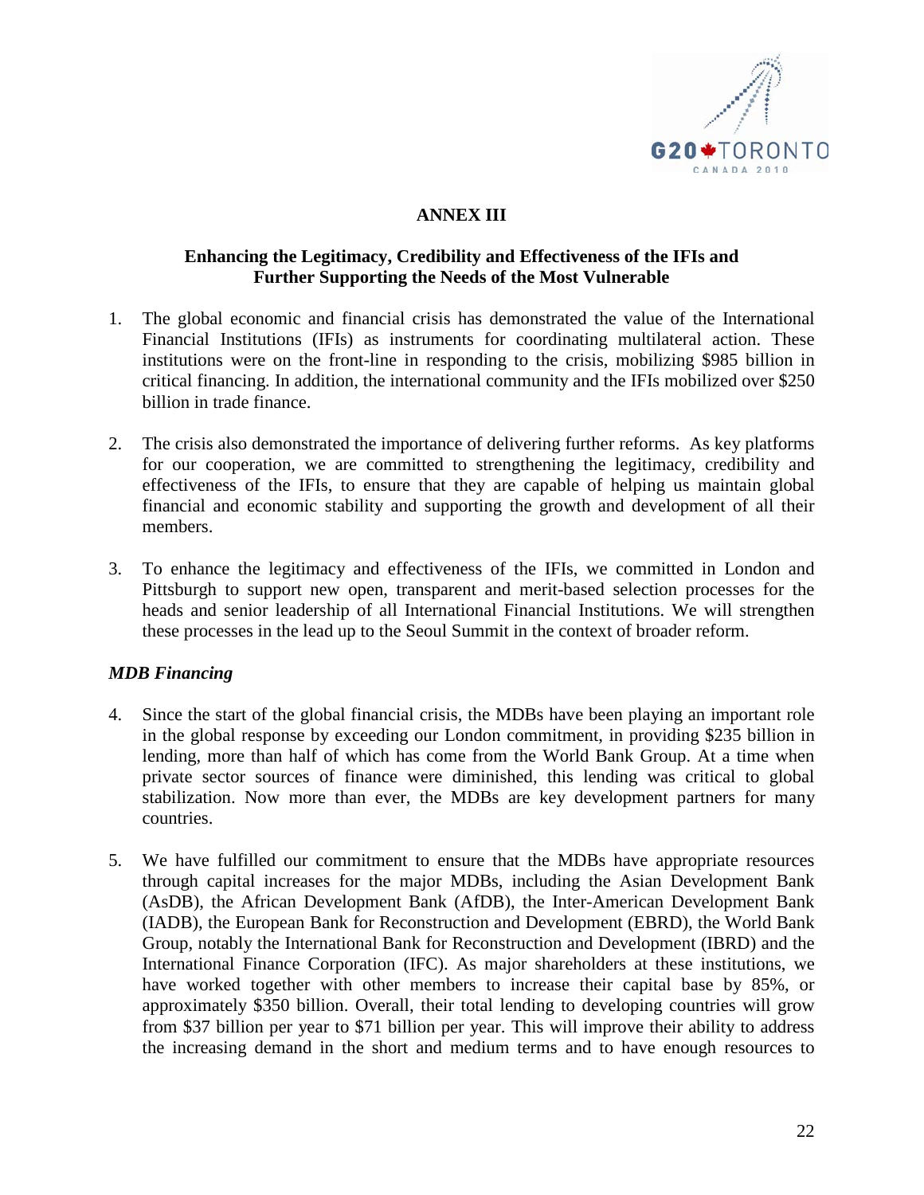## ANNEX III

### Enhancing the Legitimacy, Credibility and Effectiveness of the IFIs and Further Supporting the Needs of the Most Vulnerable

1. The global economic and financial crisis has demonstrated the value of the International Financial Institutions (IFIs) as instruments for coordinating multilateral action. These institutions were on the front-line in responding to the crisis, mobilizing $985 billion in critical financing. In addition, the international community and the IFIs mobilized over $250 billion in trade finance.

2. The crisis also demonstrated the importance of delivering further reforms. As key platforms for our cooperation, we are committed to strengthening the legitimacy, credibility and effectiveness of the IFIs, to ensure that they are capable of helping us maintain global financial and economic stability and supporting the growth and development of all their members.

3. To enhance the legitimacy and effectiveness of the IFIs, we committed in London and Pittsburgh to support new open, transparent and merit-based selection processes for the heads and senior leadership of all International Financial Institutions. We will strengthen these processes in the lead up to the Seoul Summit in the context of broader reform.

#### *MDB Financing*

4. Since the start of the global financial crisis, the MDBs have been playing an important role in the global response by exceeding our London commitment, in providing $235 billion in lending, more than half of which has come from the World Bank Group. At a time when private sector sources of finance were diminished, this lending was critical to global stabilization. Now more than ever, the MDBs are key development partners for many countries.

5. We have fulfilled our commitment to ensure that the MDBs have appropriate resources through capital increases for the major MDBs, including the Asian Development Bank (AsDB), the African Development Bank (AfDB), the Inter-American Development Bank (IADB), the European Bank for Reconstruction and Development (EBRD), the World Bank Group, notably the International Bank for Reconstruction and Development (IBRD) and the International Finance Corporation (IFC). As major shareholders at these institutions, we have worked together with other members to increase their capital base by 85%, or approximately $350 billion. Overall, their total lending to developing countries will grow from $37 billion per year to $71 billion per year. This will improve their ability to address the increasing demand in the short and medium terms and to have enough resources to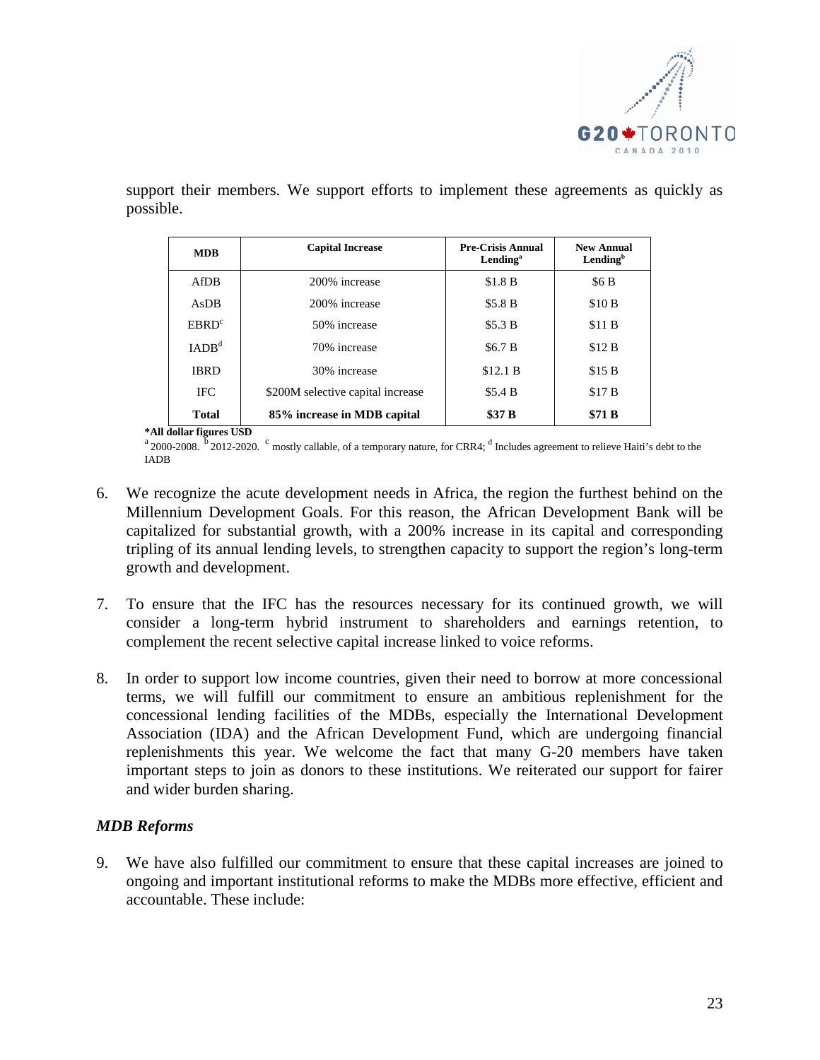support their members. We support efforts to implement these agreements as quickly as possible.

| MDB | Capital Increase | Pre-Crisis Annual Lending[a] | New Annual Lending[b] |
|---|---|---|---|
| AfDB | 200% increase | $1.8 B | $6 B |
| AsDB | 200% increase | $5.8 B | $10 B |
| EBRD[c] | 50% increase | $5.3 B | $11 B |
| IADB[d] | 70% increase | $6.7 B | $12 B |
| IBRD | 30% increase | $12.1 B | $15 B |
| IFC | $200M selective capital increase | $5.4 B | $17 B |
| **Total** | **85% increase in MDB capital** | **$37 B** | **$71 B** |

***All dollar figures USD**

[a] 2000-2008. [b] 2012-2020. [c] mostly callable, of a temporary nature, for CRR4; [d] Includes agreement to relieve Haiti's debt to the IADB

6. We recognize the acute development needs in Africa, the region the furthest behind on the Millennium Development Goals. For this reason, the African Development Bank will be capitalized for substantial growth, with a 200% increase in its capital and corresponding tripling of its annual lending levels, to strengthen capacity to support the region's long-term growth and development.

7. To ensure that the IFC has the resources necessary for its continued growth, we will consider a long-term hybrid instrument to shareholders and earnings retention, to complement the recent selective capital increase linked to voice reforms.

8. In order to support low income countries, given their need to borrow at more concessional terms, we will fulfill our commitment to ensure an ambitious replenishment for the concessional lending facilities of the MDBs, especially the International Development Association (IDA) and the African Development Fund, which are undergoing financial replenishments this year. We welcome the fact that many G-20 members have taken important steps to join as donors to these institutions. We reiterated our support for fairer and wider burden sharing.

### *MDB Reforms*

9. We have also fulfilled our commitment to ensure that these capital increases are joined to ongoing and important institutional reforms to make the MDBs more effective, efficient and accountable. These include: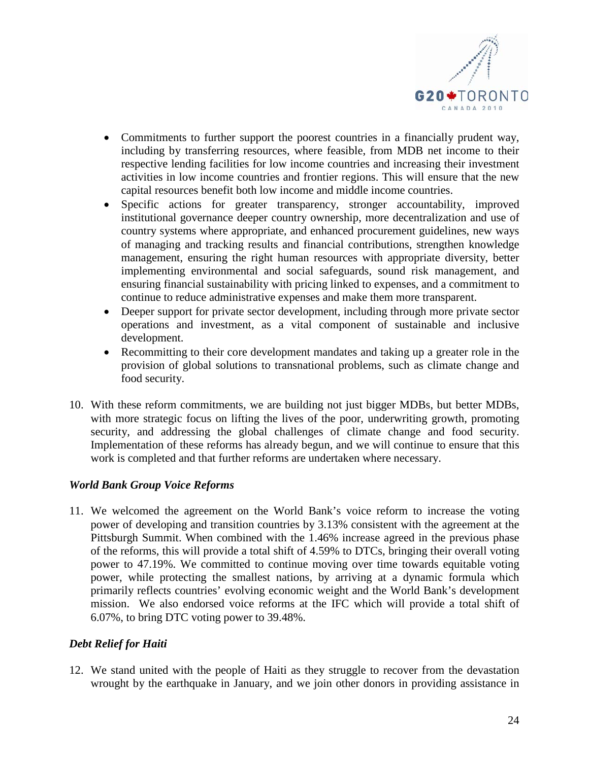- Commitments to further support the poorest countries in a financially prudent way, including by transferring resources, where feasible, from MDB net income to their respective lending facilities for low income countries and increasing their investment activities in low income countries and frontier regions. This will ensure that the new capital resources benefit both low income and middle income countries.
- Specific actions for greater transparency, stronger accountability, improved institutional governance deeper country ownership, more decentralization and use of country systems where appropriate, and enhanced procurement guidelines, new ways of managing and tracking results and financial contributions, strengthen knowledge management, ensuring the right human resources with appropriate diversity, better implementing environmental and social safeguards, sound risk management, and ensuring financial sustainability with pricing linked to expenses, and a commitment to continue to reduce administrative expenses and make them more transparent.
- Deeper support for private sector development, including through more private sector operations and investment, as a vital component of sustainable and inclusive development.
- Recommitting to their core development mandates and taking up a greater role in the provision of global solutions to transnational problems, such as climate change and food security.

10. With these reform commitments, we are building not just bigger MDBs, but better MDBs, with more strategic focus on lifting the lives of the poor, underwriting growth, promoting security, and addressing the global challenges of climate change and food security. Implementation of these reforms has already begun, and we will continue to ensure that this work is completed and that further reforms are undertaken where necessary.

### *World Bank Group Voice Reforms*

11. We welcomed the agreement on the World Bank's voice reform to increase the voting power of developing and transition countries by 3.13% consistent with the agreement at the Pittsburgh Summit. When combined with the 1.46% increase agreed in the previous phase of the reforms, this will provide a total shift of 4.59% to DTCs, bringing their overall voting power to 47.19%. We committed to continue moving over time towards equitable voting power, while protecting the smallest nations, by arriving at a dynamic formula which primarily reflects countries' evolving economic weight and the World Bank's development mission. We also endorsed voice reforms at the IFC which will provide a total shift of 6.07%, to bring DTC voting power to 39.48%.

### *Debt Relief for Haiti*

12. We stand united with the people of Haiti as they struggle to recover from the devastation wrought by the earthquake in January, and we join other donors in providing assistance in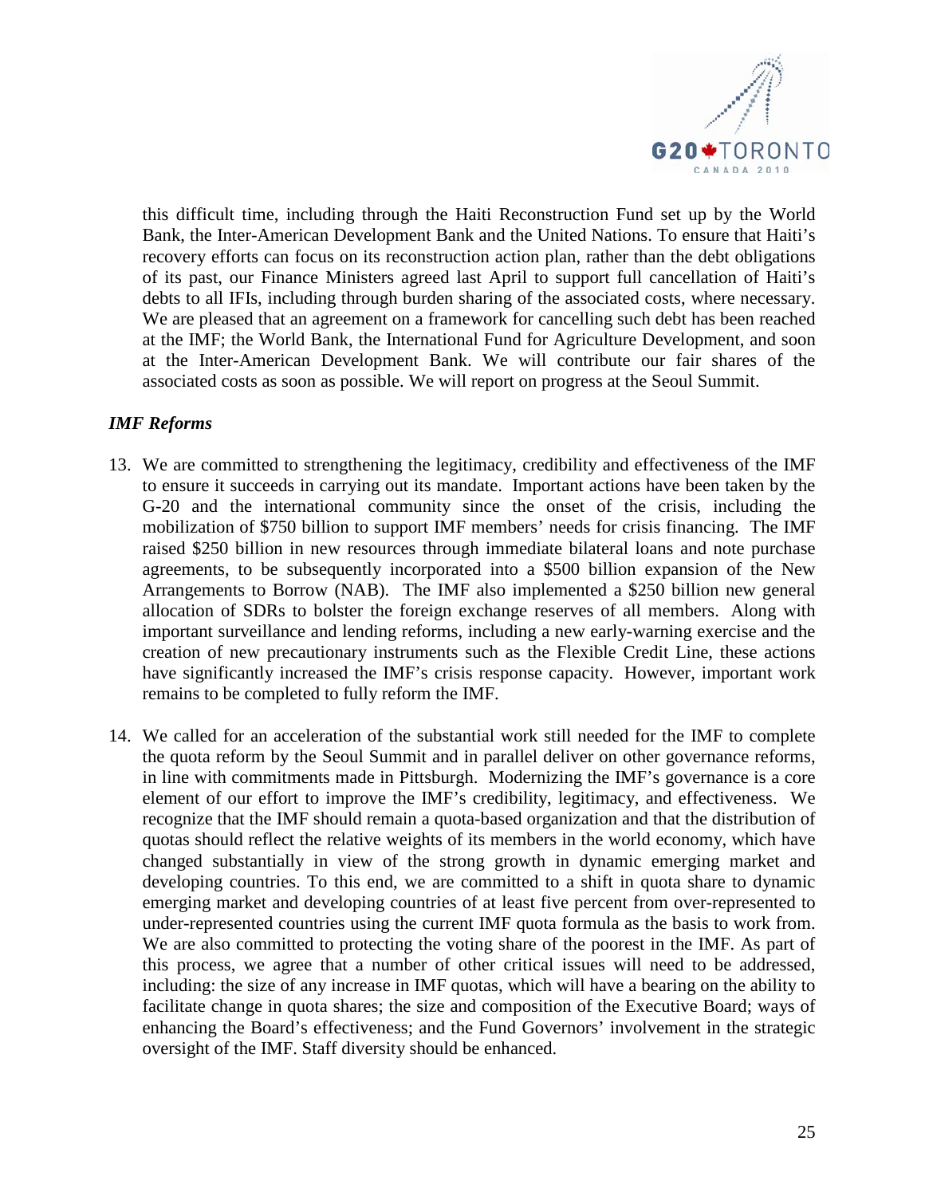this difficult time, including through the Haiti Reconstruction Fund set up by the World Bank, the Inter-American Development Bank and the United Nations. To ensure that Haiti's recovery efforts can focus on its reconstruction action plan, rather than the debt obligations of its past, our Finance Ministers agreed last April to support full cancellation of Haiti's debts to all IFIs, including through burden sharing of the associated costs, where necessary. We are pleased that an agreement on a framework for cancelling such debt has been reached at the IMF; the World Bank, the International Fund for Agriculture Development, and soon at the Inter-American Development Bank. We will contribute our fair shares of the associated costs as soon as possible. We will report on progress at the Seoul Summit.

### *IMF Reforms*

13. We are committed to strengthening the legitimacy, credibility and effectiveness of the IMF to ensure it succeeds in carrying out its mandate. Important actions have been taken by the G-20 and the international community since the onset of the crisis, including the mobilization of $750 billion to support IMF members' needs for crisis financing. The IMF raised $250 billion in new resources through immediate bilateral loans and note purchase agreements, to be subsequently incorporated into a $500 billion expansion of the New Arrangements to Borrow (NAB). The IMF also implemented a $250 billion new general allocation of SDRs to bolster the foreign exchange reserves of all members. Along with important surveillance and lending reforms, including a new early-warning exercise and the creation of new precautionary instruments such as the Flexible Credit Line, these actions have significantly increased the IMF's crisis response capacity. However, important work remains to be completed to fully reform the IMF.

14. We called for an acceleration of the substantial work still needed for the IMF to complete the quota reform by the Seoul Summit and in parallel deliver on other governance reforms, in line with commitments made in Pittsburgh. Modernizing the IMF's governance is a core element of our effort to improve the IMF's credibility, legitimacy, and effectiveness. We recognize that the IMF should remain a quota-based organization and that the distribution of quotas should reflect the relative weights of its members in the world economy, which have changed substantially in view of the strong growth in dynamic emerging market and developing countries. To this end, we are committed to a shift in quota share to dynamic emerging market and developing countries of at least five percent from over-represented to under-represented countries using the current IMF quota formula as the basis to work from. We are also committed to protecting the voting share of the poorest in the IMF. As part of this process, we agree that a number of other critical issues will need to be addressed, including: the size of any increase in IMF quotas, which will have a bearing on the ability to facilitate change in quota shares; the size and composition of the Executive Board; ways of enhancing the Board's effectiveness; and the Fund Governors' involvement in the strategic oversight of the IMF. Staff diversity should be enhanced.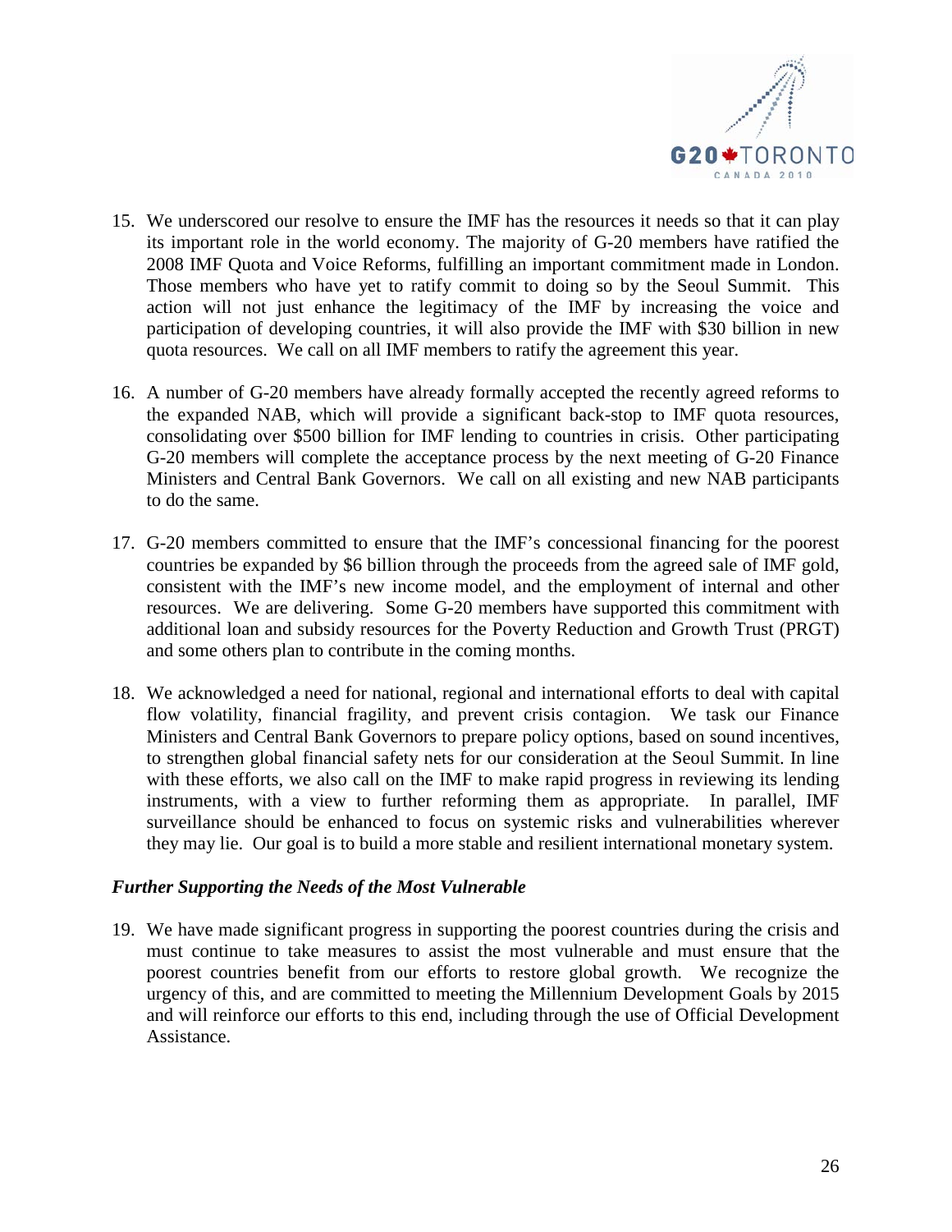15. We underscored our resolve to ensure the IMF has the resources it needs so that it can play its important role in the world economy. The majority of G-20 members have ratified the 2008 IMF Quota and Voice Reforms, fulfilling an important commitment made in London. Those members who have yet to ratify commit to doing so by the Seoul Summit. This action will not just enhance the legitimacy of the IMF by increasing the voice and participation of developing countries, it will also provide the IMF with $30 billion in new quota resources. We call on all IMF members to ratify the agreement this year.

16. A number of G-20 members have already formally accepted the recently agreed reforms to the expanded NAB, which will provide a significant back-stop to IMF quota resources, consolidating over $500 billion for IMF lending to countries in crisis. Other participating G-20 members will complete the acceptance process by the next meeting of G-20 Finance Ministers and Central Bank Governors. We call on all existing and new NAB participants to do the same.

17. G-20 members committed to ensure that the IMF's concessional financing for the poorest countries be expanded by $6 billion through the proceeds from the agreed sale of IMF gold, consistent with the IMF's new income model, and the employment of internal and other resources. We are delivering. Some G-20 members have supported this commitment with additional loan and subsidy resources for the Poverty Reduction and Growth Trust (PRGT) and some others plan to contribute in the coming months.

18. We acknowledged a need for national, regional and international efforts to deal with capital flow volatility, financial fragility, and prevent crisis contagion. We task our Finance Ministers and Central Bank Governors to prepare policy options, based on sound incentives, to strengthen global financial safety nets for our consideration at the Seoul Summit. In line with these efforts, we also call on the IMF to make rapid progress in reviewing its lending instruments, with a view to further reforming them as appropriate. In parallel, IMF surveillance should be enhanced to focus on systemic risks and vulnerabilities wherever they may lie. Our goal is to build a more stable and resilient international monetary system.

### *Further Supporting the Needs of the Most Vulnerable*

19. We have made significant progress in supporting the poorest countries during the crisis and must continue to take measures to assist the most vulnerable and must ensure that the poorest countries benefit from our efforts to restore global growth. We recognize the urgency of this, and are committed to meeting the Millennium Development Goals by 2015 and will reinforce our efforts to this end, including through the use of Official Development Assistance.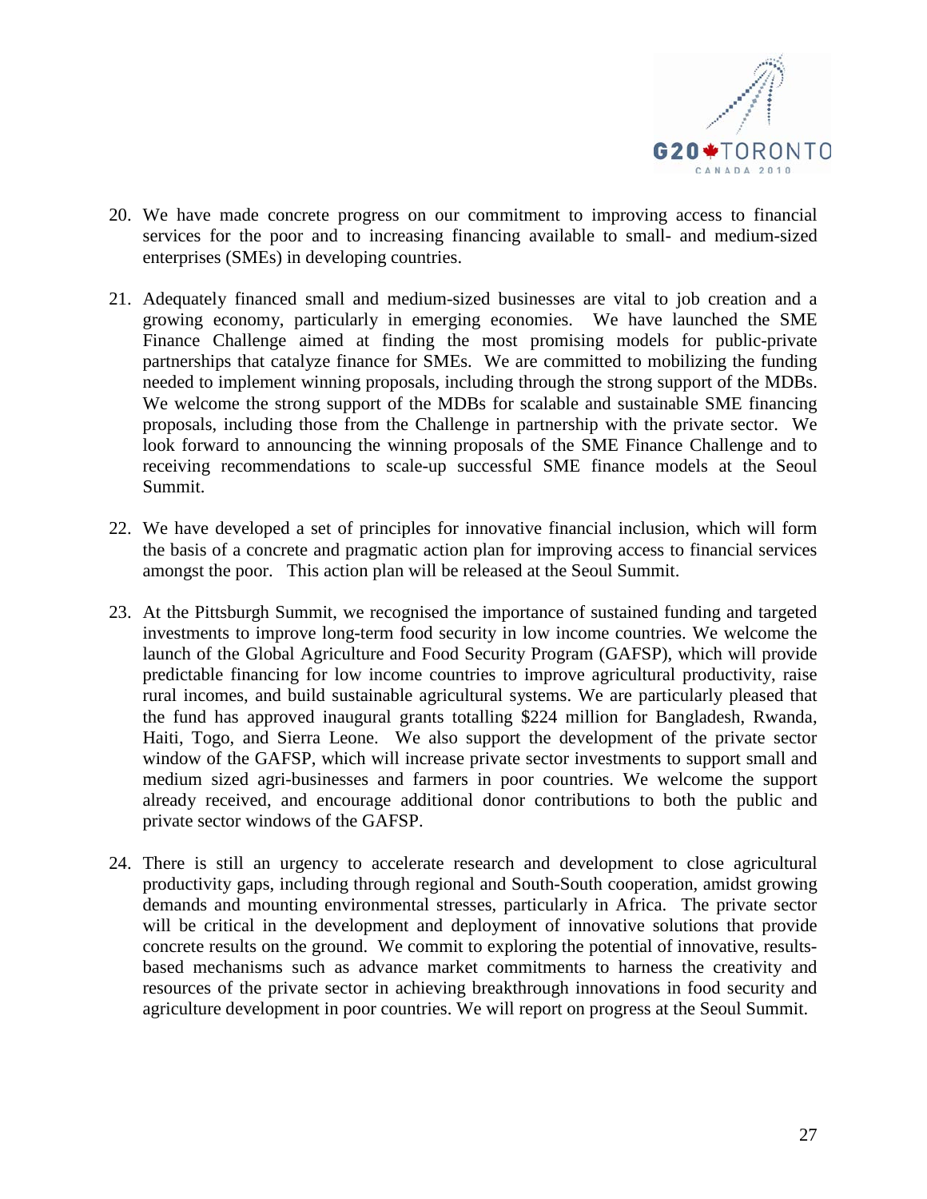20. We have made concrete progress on our commitment to improving access to financial services for the poor and to increasing financing available to small- and medium-sized enterprises (SMEs) in developing countries.

21. Adequately financed small and medium-sized businesses are vital to job creation and a growing economy, particularly in emerging economies. We have launched the SME Finance Challenge aimed at finding the most promising models for public-private partnerships that catalyze finance for SMEs. We are committed to mobilizing the funding needed to implement winning proposals, including through the strong support of the MDBs. We welcome the strong support of the MDBs for scalable and sustainable SME financing proposals, including those from the Challenge in partnership with the private sector. We look forward to announcing the winning proposals of the SME Finance Challenge and to receiving recommendations to scale-up successful SME finance models at the Seoul Summit.

22. We have developed a set of principles for innovative financial inclusion, which will form the basis of a concrete and pragmatic action plan for improving access to financial services amongst the poor. This action plan will be released at the Seoul Summit.

23. At the Pittsburgh Summit, we recognised the importance of sustained funding and targeted investments to improve long-term food security in low income countries. We welcome the launch of the Global Agriculture and Food Security Program (GAFSP), which will provide predictable financing for low income countries to improve agricultural productivity, raise rural incomes, and build sustainable agricultural systems. We are particularly pleased that the fund has approved inaugural grants totalling \$224 million for Bangladesh, Rwanda, Haiti, Togo, and Sierra Leone. We also support the development of the private sector window of the GAFSP, which will increase private sector investments to support small and medium sized agri-businesses and farmers in poor countries. We welcome the support already received, and encourage additional donor contributions to both the public and private sector windows of the GAFSP.

24. There is still an urgency to accelerate research and development to close agricultural productivity gaps, including through regional and South-South cooperation, amidst growing demands and mounting environmental stresses, particularly in Africa. The private sector will be critical in the development and deployment of innovative solutions that provide concrete results on the ground. We commit to exploring the potential of innovative, results-based mechanisms such as advance market commitments to harness the creativity and resources of the private sector in achieving breakthrough innovations in food security and agriculture development in poor countries. We will report on progress at the Seoul Summit.